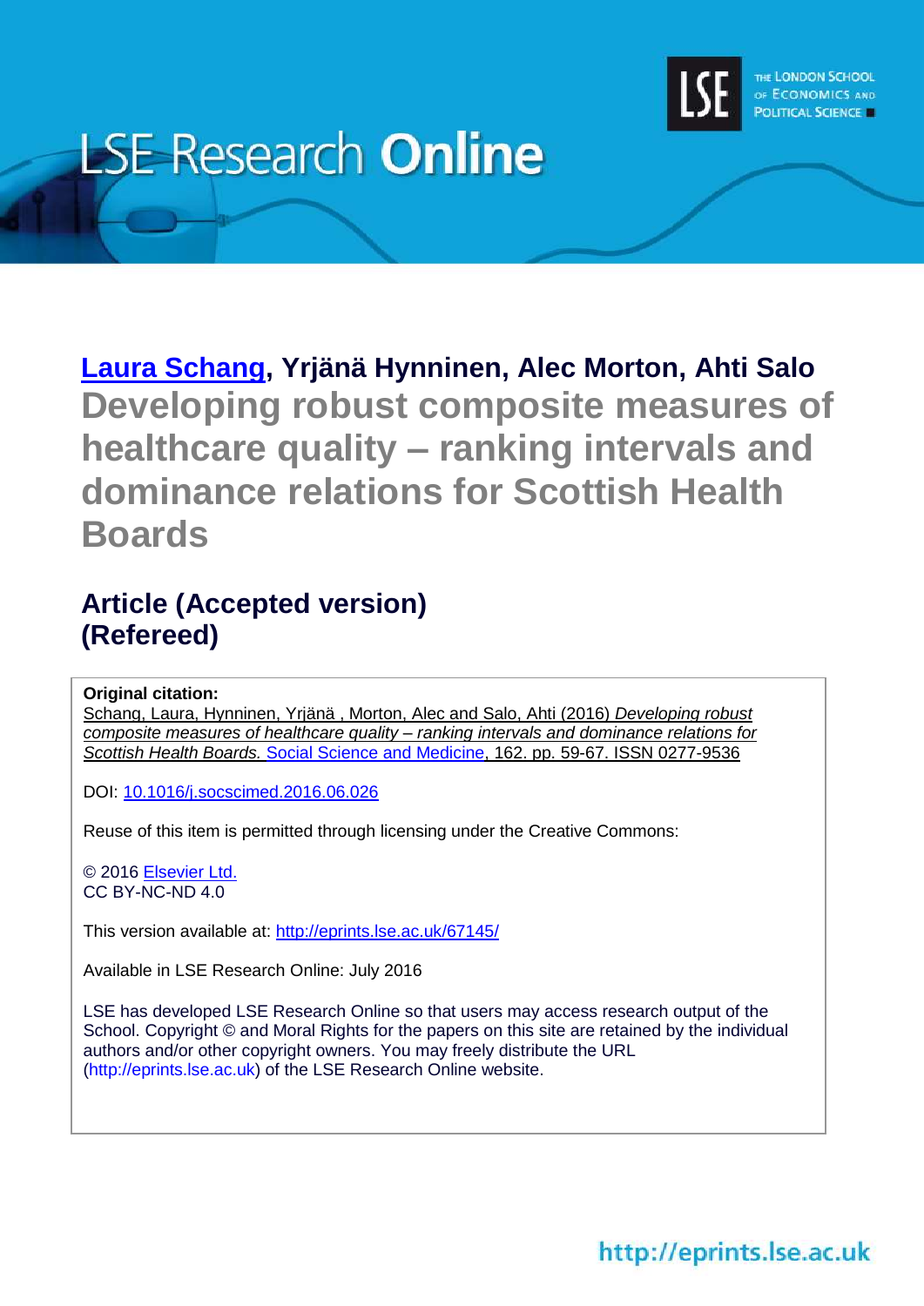# LSE Research Online

**Laura Schang, Yrjänä Hynninen, Alec Morton, Ahti Salo**

# Developing robust composite measures of healthcare quality – ranking intervals and dominance relations for Scottish Health Boards

## Article (Accepted version) (Refereed)

**Original citation:**
Schang, Laura, Hynninen, Yrjänä , Morton, Alec and Salo, Ahti (2016) *Developing robust composite measures of healthcare quality – ranking intervals and dominance relations for Scottish Health Boards.* Social Science and Medicine, 162. pp. 59-67. ISSN 0277-9536

DOI: 10.1016/j.socscimed.2016.06.026

Reuse of this item is permitted through licensing under the Creative Commons:

© 2016 Elsevier Ltd.
CC BY-NC-ND 4.0

This version available at: http://eprints.lse.ac.uk/67145/

Available in LSE Research Online: July 2016

LSE has developed LSE Research Online so that users may access research output of the School. Copyright © and Moral Rights for the papers on this site are retained by the individual authors and/or other copyright owners. You may freely distribute the URL (http://eprints.lse.ac.uk) of the LSE Research Online website.

http://eprints.lse.ac.uk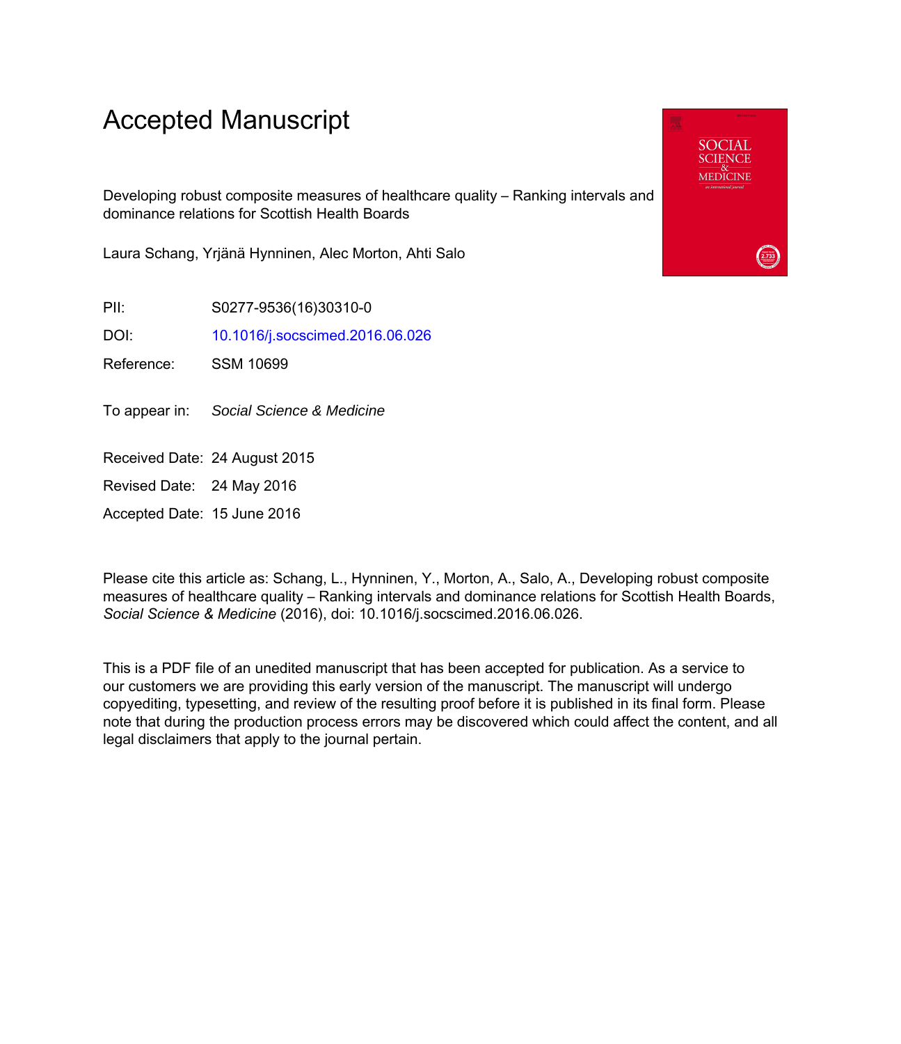# Accepted Manuscript

Developing robust composite measures of healthcare quality – Ranking intervals and dominance relations for Scottish Health Boards

Laura Schang, Yrjänä Hynninen, Alec Morton, Ahti Salo

PII: S0277-9536(16)30310-0

DOI: 10.1016/j.socscimed.2016.06.026

Reference: SSM 10699

To appear in: *Social Science & Medicine*

Received Date: 24 August 2015

Revised Date: 24 May 2016

Accepted Date: 15 June 2016

Please cite this article as: Schang, L., Hynninen, Y., Morton, A., Salo, A., Developing robust composite measures of healthcare quality – Ranking intervals and dominance relations for Scottish Health Boards, *Social Science & Medicine* (2016), doi: 10.1016/j.socscimed.2016.06.026.

This is a PDF file of an unedited manuscript that has been accepted for publication. As a service to our customers we are providing this early version of the manuscript. The manuscript will undergo copyediting, typesetting, and review of the resulting proof before it is published in its final form. Please note that during the production process errors may be discovered which could affect the content, and all legal disclaimers that apply to the journal pertain.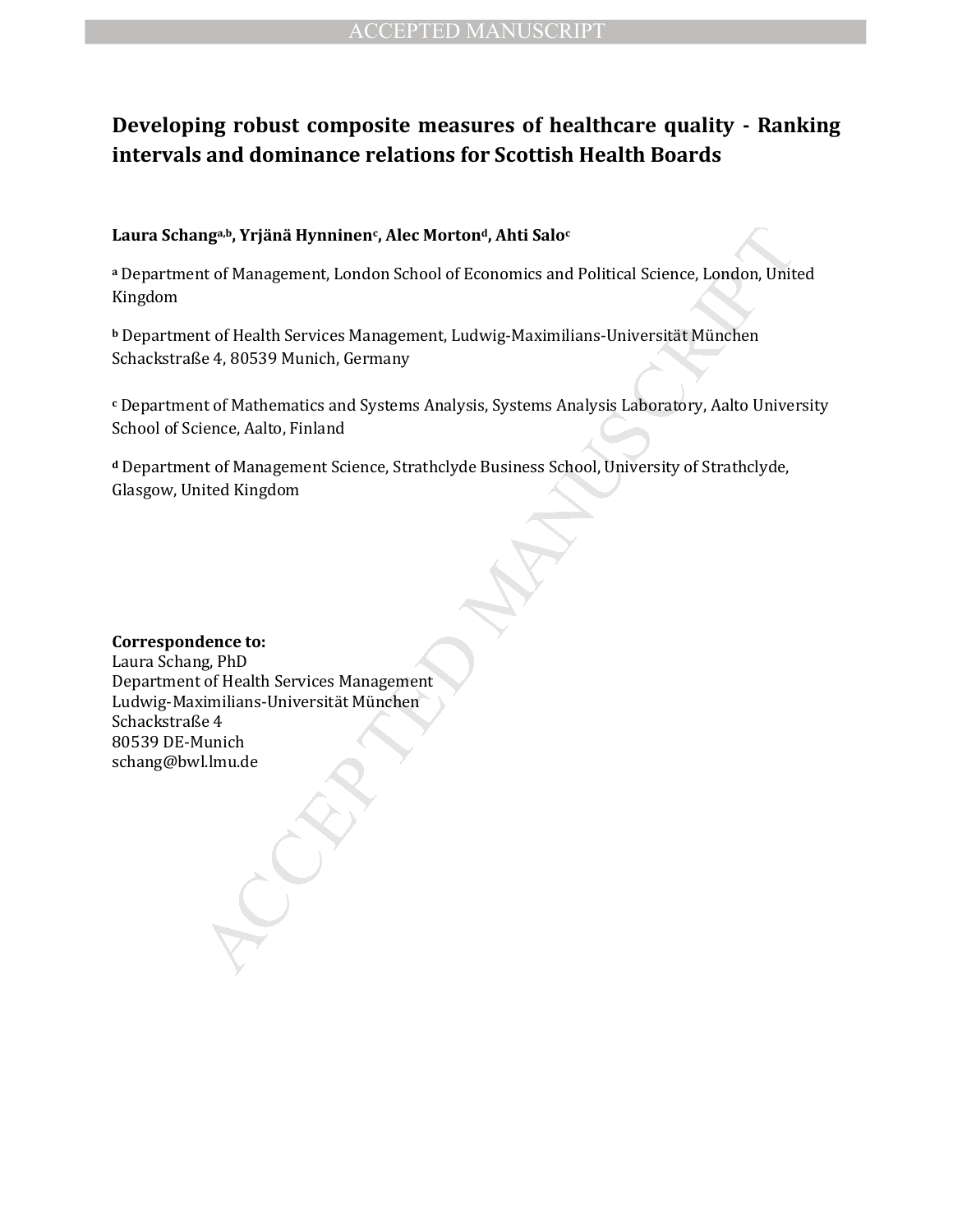# Developing robust composite measures of healthcare quality - Ranking intervals and dominance relations for Scottish Health Boards

**Laura Schang[a,b], Yrjänä Hynninen[c], Alec Morton[d], Ahti Salo[c]**

[a] Department of Management, London School of Economics and Political Science, London, United Kingdom

[b] Department of Health Services Management, Ludwig-Maximilians-Universität München Schackstraße 4, 80539 Munich, Germany

[c] Department of Mathematics and Systems Analysis, Systems Analysis Laboratory, Aalto University School of Science, Aalto, Finland

[d] Department of Management Science, Strathclyde Business School, University of Strathclyde, Glasgow, United Kingdom

**Correspondence to:**
Laura Schang, PhD
Department of Health Services Management
Ludwig-Maximilians-Universität München
Schackstraße 4
80539 DE-Munich
schang@bwl.lmu.de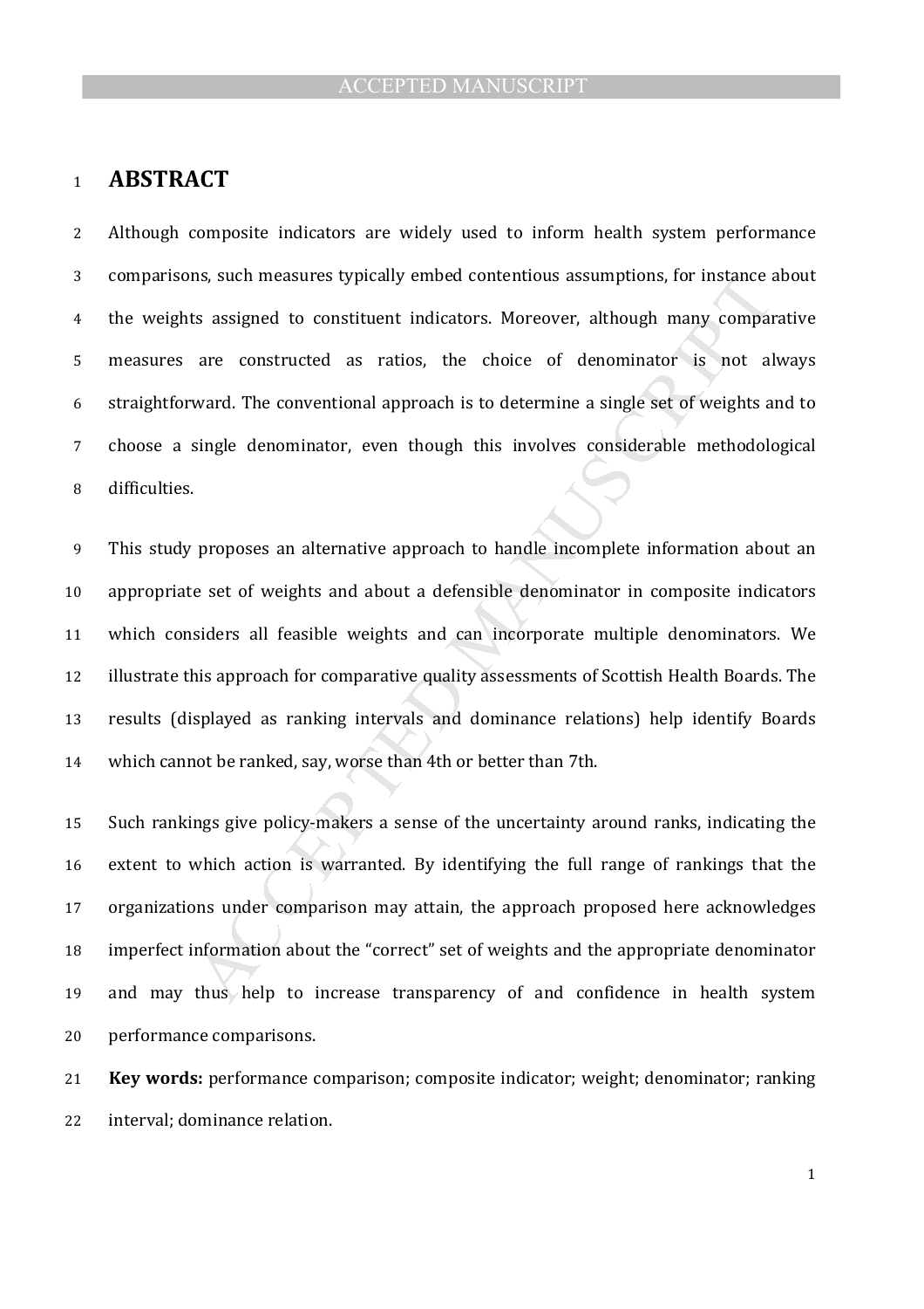# ABSTRACT

Although composite indicators are widely used to inform health system performance comparisons, such measures typically embed contentious assumptions, for instance about the weights assigned to constituent indicators. Moreover, although many comparative measures are constructed as ratios, the choice of denominator is not always straightforward. The conventional approach is to determine a single set of weights and to choose a single denominator, even though this involves considerable methodological difficulties.

This study proposes an alternative approach to handle incomplete information about an appropriate set of weights and about a defensible denominator in composite indicators which considers all feasible weights and can incorporate multiple denominators. We illustrate this approach for comparative quality assessments of Scottish Health Boards. The results (displayed as ranking intervals and dominance relations) help identify Boards which cannot be ranked, say, worse than 4th or better than 7th.

Such rankings give policy-makers a sense of the uncertainty around ranks, indicating the extent to which action is warranted. By identifying the full range of rankings that the organizations under comparison may attain, the approach proposed here acknowledges imperfect information about the "correct" set of weights and the appropriate denominator and may thus help to increase transparency of and confidence in health system performance comparisons.

**Key words:** performance comparison; composite indicator; weight; denominator; ranking interval; dominance relation.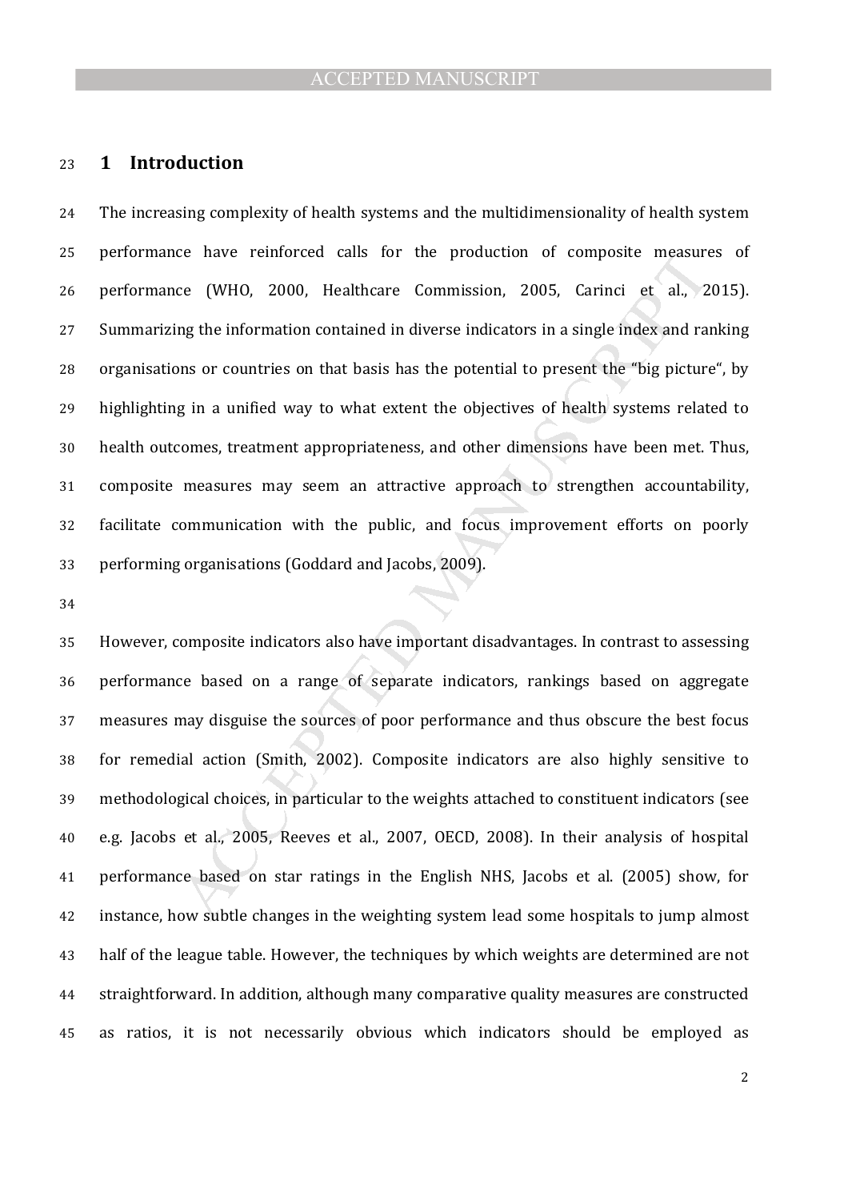# 1 Introduction

The increasing complexity of health systems and the multidimensionality of health system performance have reinforced calls for the production of composite measures of performance (WHO, 2000, Healthcare Commission, 2005, Carinci et al., 2015). Summarizing the information contained in diverse indicators in a single index and ranking organisations or countries on that basis has the potential to present the "big picture", by highlighting in a unified way to what extent the objectives of health systems related to health outcomes, treatment appropriateness, and other dimensions have been met. Thus, composite measures may seem an attractive approach to strengthen accountability, facilitate communication with the public, and focus improvement efforts on poorly performing organisations (Goddard and Jacobs, 2009).

However, composite indicators also have important disadvantages. In contrast to assessing performance based on a range of separate indicators, rankings based on aggregate measures may disguise the sources of poor performance and thus obscure the best focus for remedial action (Smith, 2002). Composite indicators are also highly sensitive to methodological choices, in particular to the weights attached to constituent indicators (see e.g. Jacobs et al., 2005, Reeves et al., 2007, OECD, 2008). In their analysis of hospital performance based on star ratings in the English NHS, Jacobs et al. (2005) show, for instance, how subtle changes in the weighting system lead some hospitals to jump almost half of the league table. However, the techniques by which weights are determined are not straightforward. In addition, although many comparative quality measures are constructed as ratios, it is not necessarily obvious which indicators should be employed as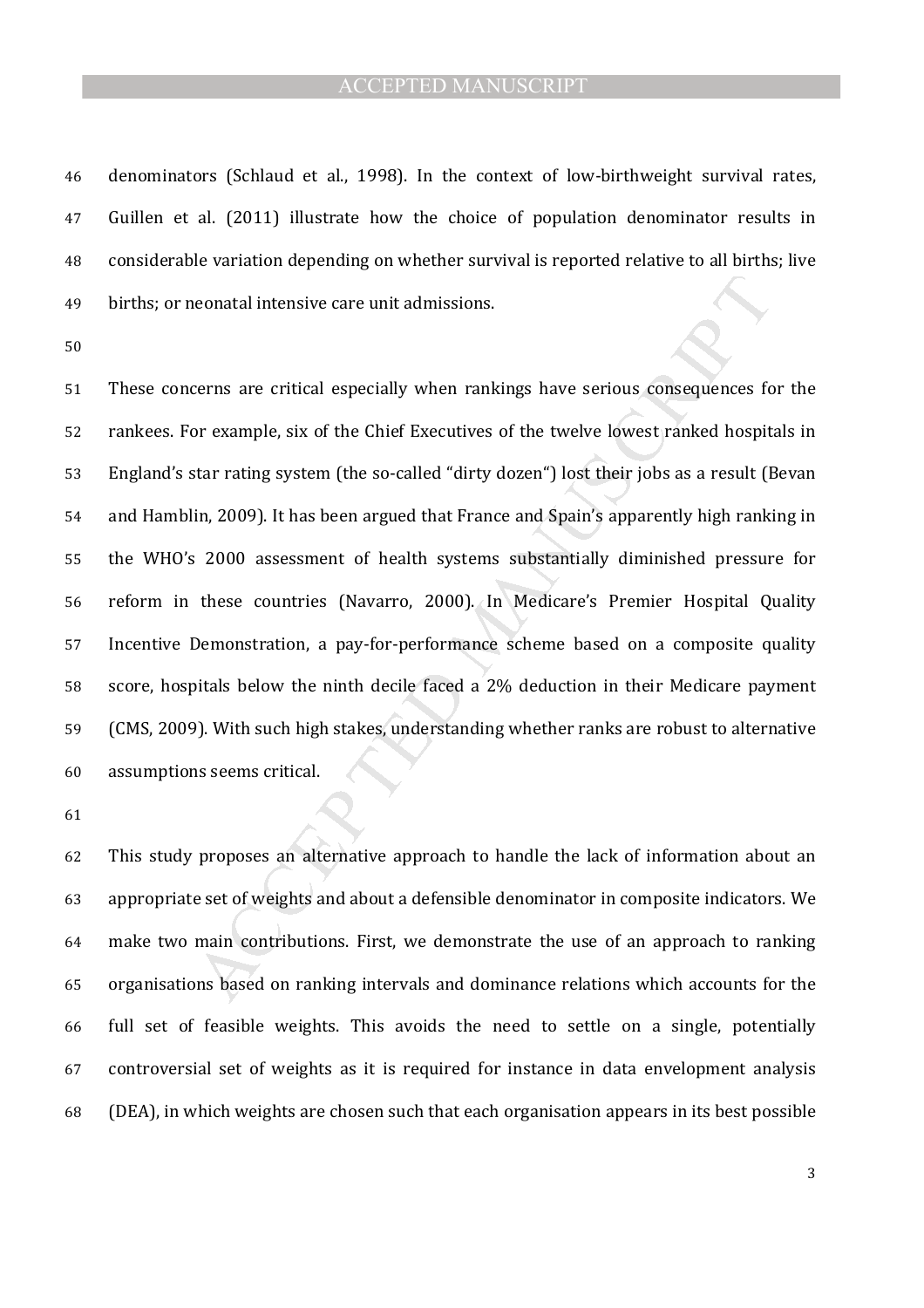denominators (Schlaud et al., 1998). In the context of low-birthweight survival rates, Guillen et al. (2011) illustrate how the choice of population denominator results in considerable variation depending on whether survival is reported relative to all births; live births; or neonatal intensive care unit admissions.

These concerns are critical especially when rankings have serious consequences for the rankees. For example, six of the Chief Executives of the twelve lowest ranked hospitals in England's star rating system (the so-called "dirty dozen") lost their jobs as a result (Bevan and Hamblin, 2009). It has been argued that France and Spain's apparently high ranking in the WHO's 2000 assessment of health systems substantially diminished pressure for reform in these countries (Navarro, 2000). In Medicare's Premier Hospital Quality Incentive Demonstration, a pay-for-performance scheme based on a composite quality score, hospitals below the ninth decile faced a 2% deduction in their Medicare payment (CMS, 2009). With such high stakes, understanding whether ranks are robust to alternative assumptions seems critical.

This study proposes an alternative approach to handle the lack of information about an appropriate set of weights and about a defensible denominator in composite indicators. We make two main contributions. First, we demonstrate the use of an approach to ranking organisations based on ranking intervals and dominance relations which accounts for the full set of feasible weights. This avoids the need to settle on a single, potentially controversial set of weights as it is required for instance in data envelopment analysis (DEA), in which weights are chosen such that each organisation appears in its best possible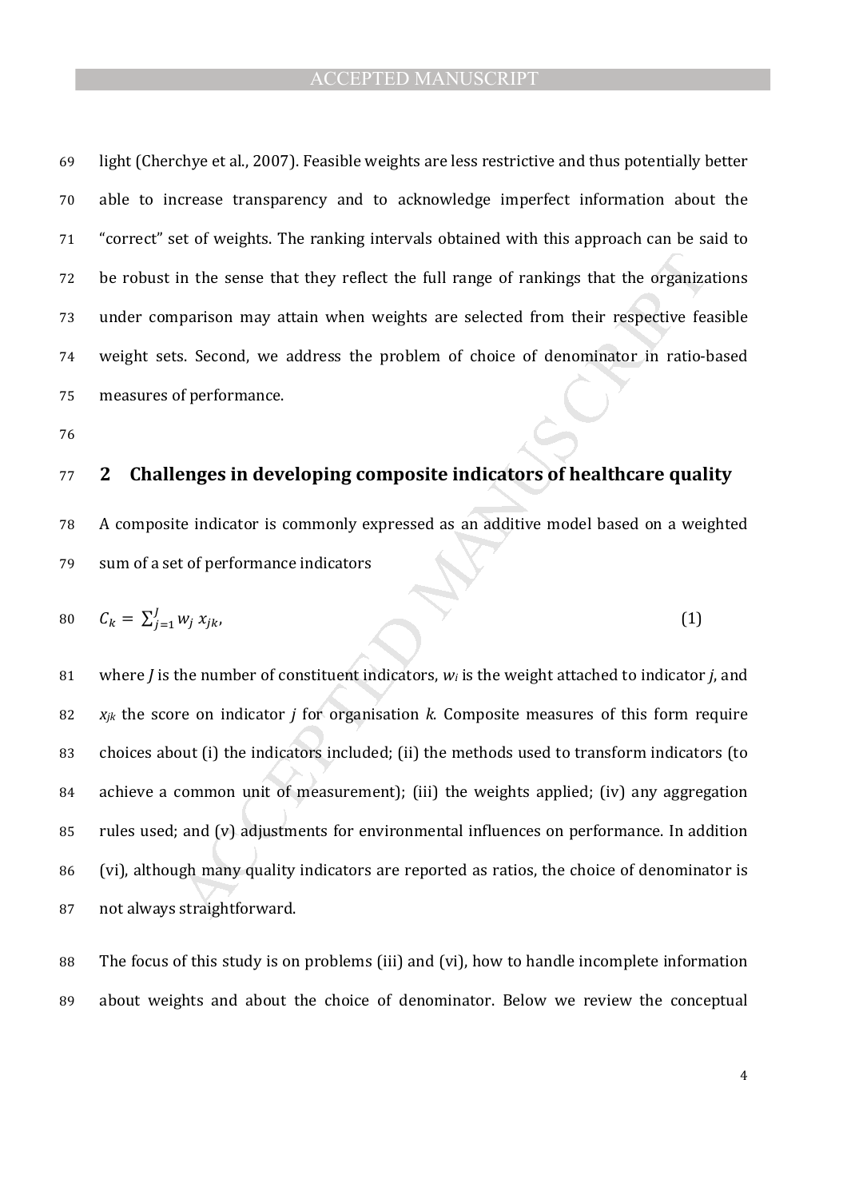light (Cherchye et al., 2007). Feasible weights are less restrictive and thus potentially better able to increase transparency and to acknowledge imperfect information about the "correct" set of weights. The ranking intervals obtained with this approach can be said to be robust in the sense that they reflect the full range of rankings that the organizations under comparison may attain when weights are selected from their respective feasible weight sets. Second, we address the problem of choice of denominator in ratio-based measures of performance.

## 2 Challenges in developing composite indicators of healthcare quality

A composite indicator is commonly expressed as an additive model based on a weighted sum of a set of performance indicators

$$C_k = \sum_{j=1}^{J} w_j \, x_{jk}, \tag{1}$$

where $J$ is the number of constituent indicators, $w_i$ is the weight attached to indicator $j$, and $x_{jk}$ the score on indicator $j$ for organisation $k$. Composite measures of this form require choices about (i) the indicators included; (ii) the methods used to transform indicators (to achieve a common unit of measurement); (iii) the weights applied; (iv) any aggregation rules used; and (v) adjustments for environmental influences on performance. In addition (vi), although many quality indicators are reported as ratios, the choice of denominator is not always straightforward.

The focus of this study is on problems (iii) and (vi), how to handle incomplete information about weights and about the choice of denominator. Below we review the conceptual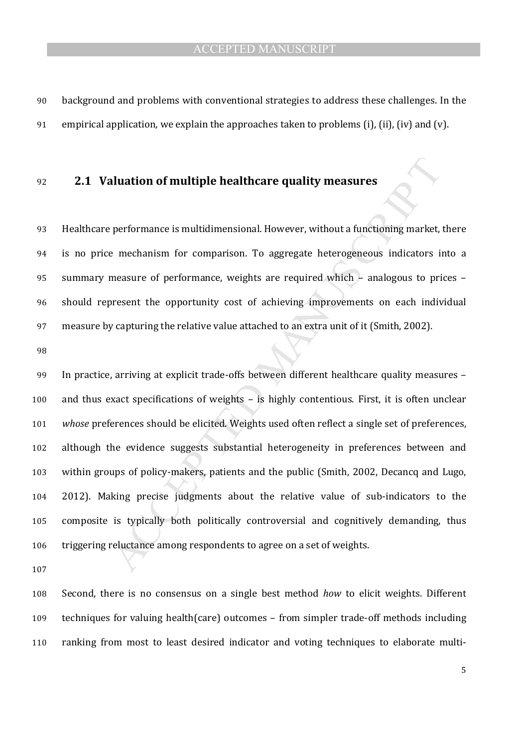background and problems with conventional strategies to address these challenges. In the empirical application, we explain the approaches taken to problems (i), (ii), (iv) and (v).

## 2.1 Valuation of multiple healthcare quality measures

Healthcare performance is multidimensional. However, without a functioning market, there is no price mechanism for comparison. To aggregate heterogeneous indicators into a summary measure of performance, weights are required which – analogous to prices – should represent the opportunity cost of achieving improvements on each individual measure by capturing the relative value attached to an extra unit of it (Smith, 2002).

In practice, arriving at explicit trade-offs between different healthcare quality measures – and thus exact specifications of weights – is highly contentious. First, it is often unclear *whose* preferences should be elicited. Weights used often reflect a single set of preferences, although the evidence suggests substantial heterogeneity in preferences between and within groups of policy-makers, patients and the public (Smith, 2002, Decancq and Lugo, 2012). Making precise judgments about the relative value of sub-indicators to the composite is typically both politically controversial and cognitively demanding, thus triggering reluctance among respondents to agree on a set of weights.

Second, there is no consensus on a single best method *how* to elicit weights. Different techniques for valuing health(care) outcomes – from simpler trade-off methods including ranking from most to least desired indicator and voting techniques to elaborate multi-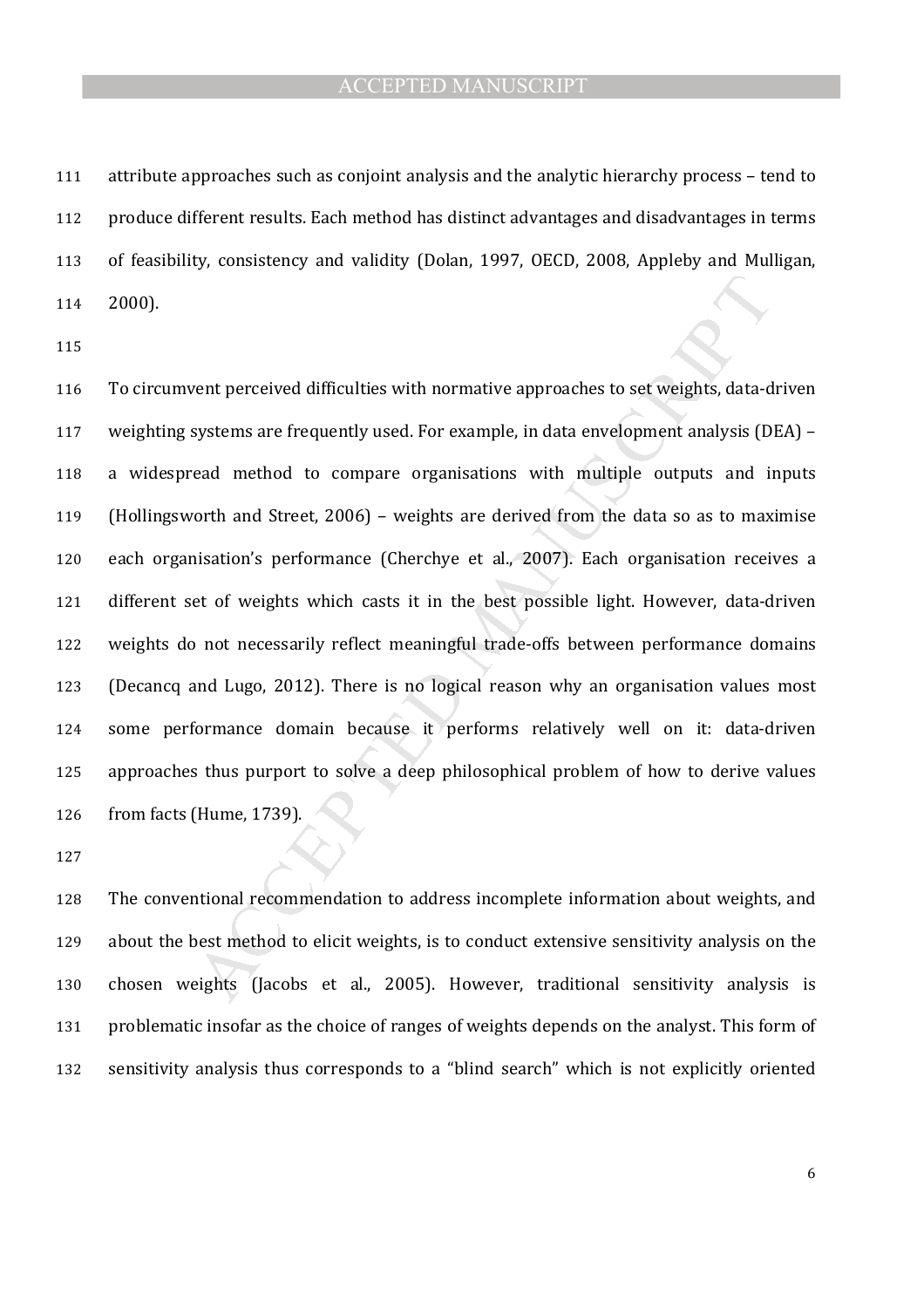attribute approaches such as conjoint analysis and the analytic hierarchy process – tend to produce different results. Each method has distinct advantages and disadvantages in terms of feasibility, consistency and validity (Dolan, 1997, OECD, 2008, Appleby and Mulligan, 2000).

To circumvent perceived difficulties with normative approaches to set weights, data-driven weighting systems are frequently used. For example, in data envelopment analysis (DEA) – a widespread method to compare organisations with multiple outputs and inputs (Hollingsworth and Street, 2006) – weights are derived from the data so as to maximise each organisation's performance (Cherchye et al., 2007). Each organisation receives a different set of weights which casts it in the best possible light. However, data-driven weights do not necessarily reflect meaningful trade-offs between performance domains (Decancq and Lugo, 2012). There is no logical reason why an organisation values most some performance domain because it performs relatively well on it: data-driven approaches thus purport to solve a deep philosophical problem of how to derive values from facts (Hume, 1739).

The conventional recommendation to address incomplete information about weights, and about the best method to elicit weights, is to conduct extensive sensitivity analysis on the chosen weights (Jacobs et al., 2005). However, traditional sensitivity analysis is problematic insofar as the choice of ranges of weights depends on the analyst. This form of sensitivity analysis thus corresponds to a "blind search" which is not explicitly oriented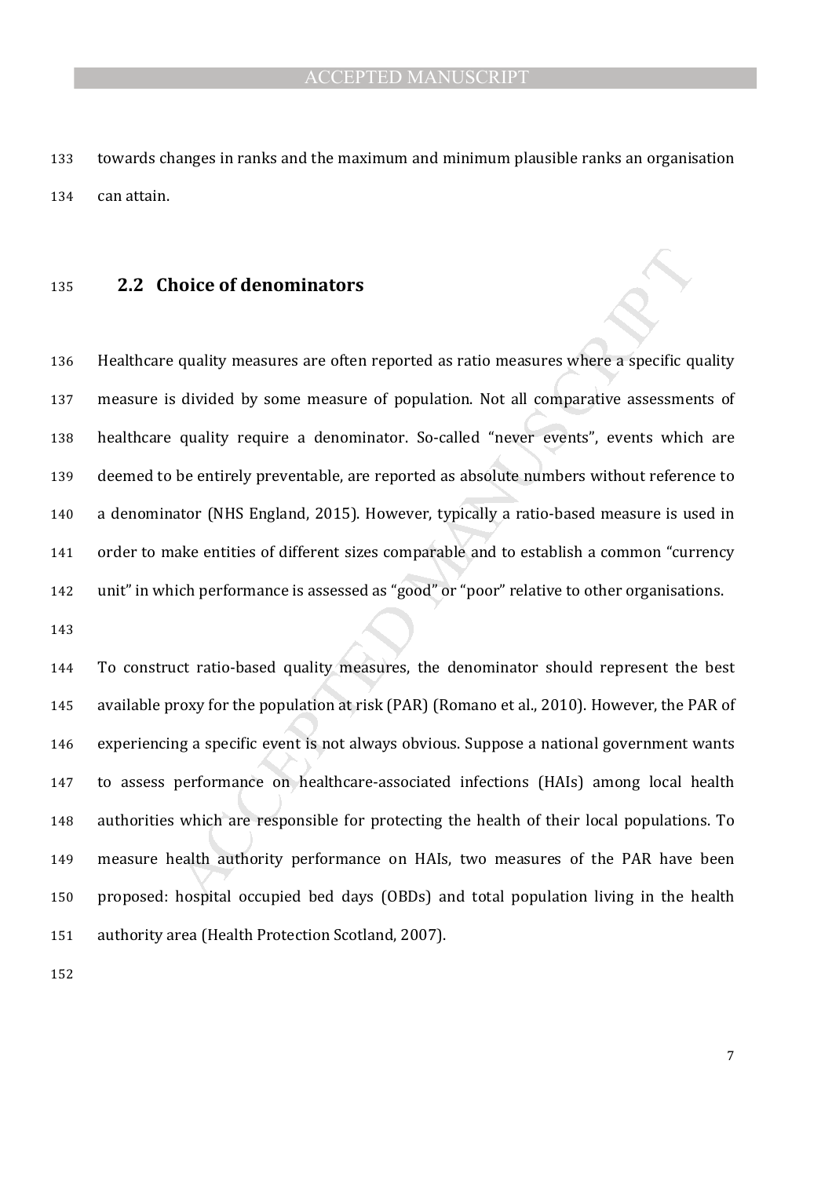towards changes in ranks and the maximum and minimum plausible ranks an organisation can attain.

## 2.2 Choice of denominators

Healthcare quality measures are often reported as ratio measures where a specific quality measure is divided by some measure of population. Not all comparative assessments of healthcare quality require a denominator. So-called "never events", events which are deemed to be entirely preventable, are reported as absolute numbers without reference to a denominator (NHS England, 2015). However, typically a ratio-based measure is used in order to make entities of different sizes comparable and to establish a common "currency unit" in which performance is assessed as "good" or "poor" relative to other organisations.

To construct ratio-based quality measures, the denominator should represent the best available proxy for the population at risk (PAR) (Romano et al., 2010). However, the PAR of experiencing a specific event is not always obvious. Suppose a national government wants to assess performance on healthcare-associated infections (HAIs) among local health authorities which are responsible for protecting the health of their local populations. To measure health authority performance on HAIs, two measures of the PAR have been proposed: hospital occupied bed days (OBDs) and total population living in the health authority area (Health Protection Scotland, 2007).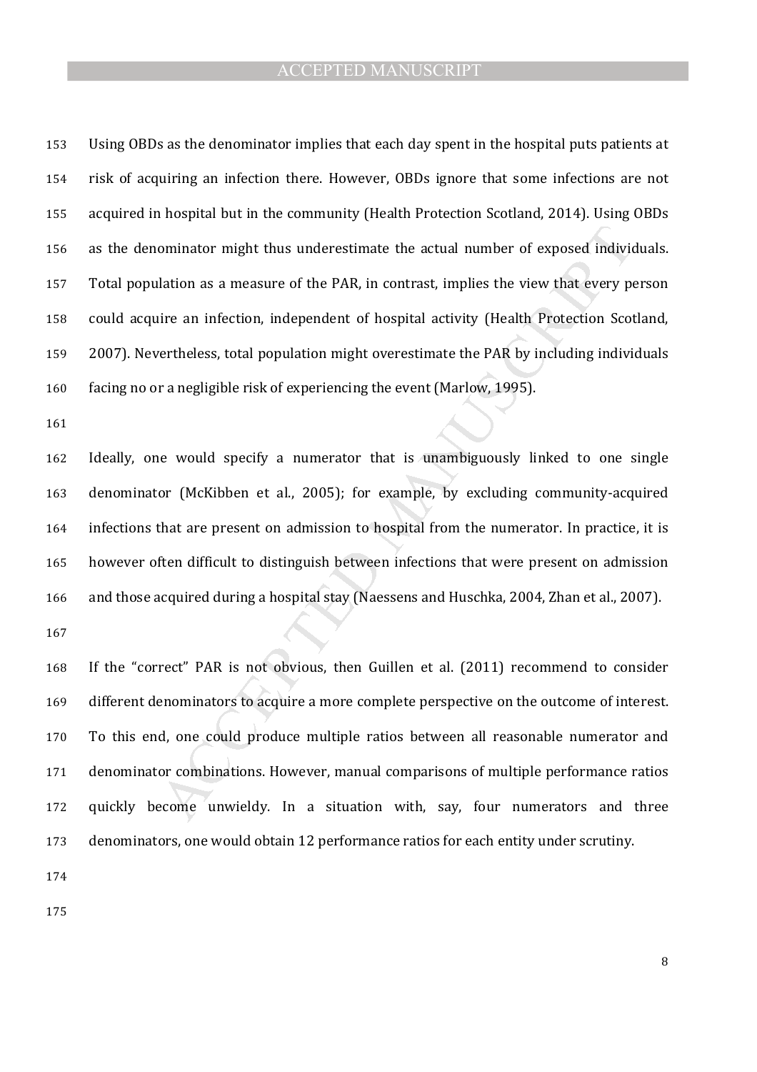Using OBDs as the denominator implies that each day spent in the hospital puts patients at risk of acquiring an infection there. However, OBDs ignore that some infections are not acquired in hospital but in the community (Health Protection Scotland, 2014). Using OBDs as the denominator might thus underestimate the actual number of exposed individuals. Total population as a measure of the PAR, in contrast, implies the view that every person could acquire an infection, independent of hospital activity (Health Protection Scotland, 2007). Nevertheless, total population might overestimate the PAR by including individuals facing no or a negligible risk of experiencing the event (Marlow, 1995).

Ideally, one would specify a numerator that is unambiguously linked to one single denominator (McKibben et al., 2005); for example, by excluding community-acquired infections that are present on admission to hospital from the numerator. In practice, it is however often difficult to distinguish between infections that were present on admission and those acquired during a hospital stay (Naessens and Huschka, 2004, Zhan et al., 2007).

If the "correct" PAR is not obvious, then Guillen et al. (2011) recommend to consider different denominators to acquire a more complete perspective on the outcome of interest. To this end, one could produce multiple ratios between all reasonable numerator and denominator combinations. However, manual comparisons of multiple performance ratios quickly become unwieldy. In a situation with, say, four numerators and three denominators, one would obtain 12 performance ratios for each entity under scrutiny.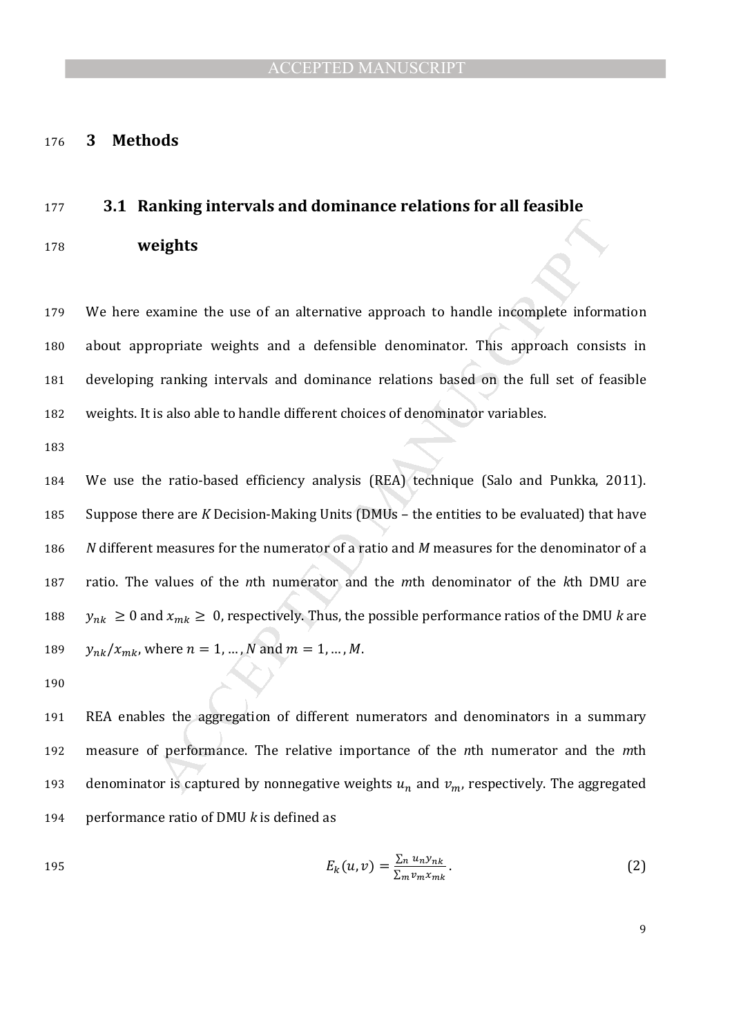# 3 Methods

## 3.1 Ranking intervals and dominance relations for all feasible weights

We here examine the use of an alternative approach to handle incomplete information about appropriate weights and a defensible denominator. This approach consists in developing ranking intervals and dominance relations based on the full set of feasible weights. It is also able to handle different choices of denominator variables.

We use the ratio-based efficiency analysis (REA) technique (Salo and Punkka, 2011). Suppose there are $K$ Decision-Making Units (DMUs – the entities to be evaluated) that have $N$ different measures for the numerator of a ratio and $M$ measures for the denominator of a ratio. The values of the $n$th numerator and the $m$th denominator of the $k$th DMU are $y_{nk} \geq 0$ and $x_{mk} \geq 0$, respectively. Thus, the possible performance ratios of the DMU $k$ are $y_{nk}/x_{mk}$, where $n = 1, \dots, N$ and $m = 1, \dots, M$.

REA enables the aggregation of different numerators and denominators in a summary measure of performance. The relative importance of the $n$th numerator and the $m$th denominator is captured by nonnegative weights $u_n$ and $v_m$, respectively. The aggregated performance ratio of DMU $k$ is defined as

$$E_k(u,v) = \frac{\sum_n u_n y_{nk}}{\sum_m v_m x_{mk}}. \tag{2}$$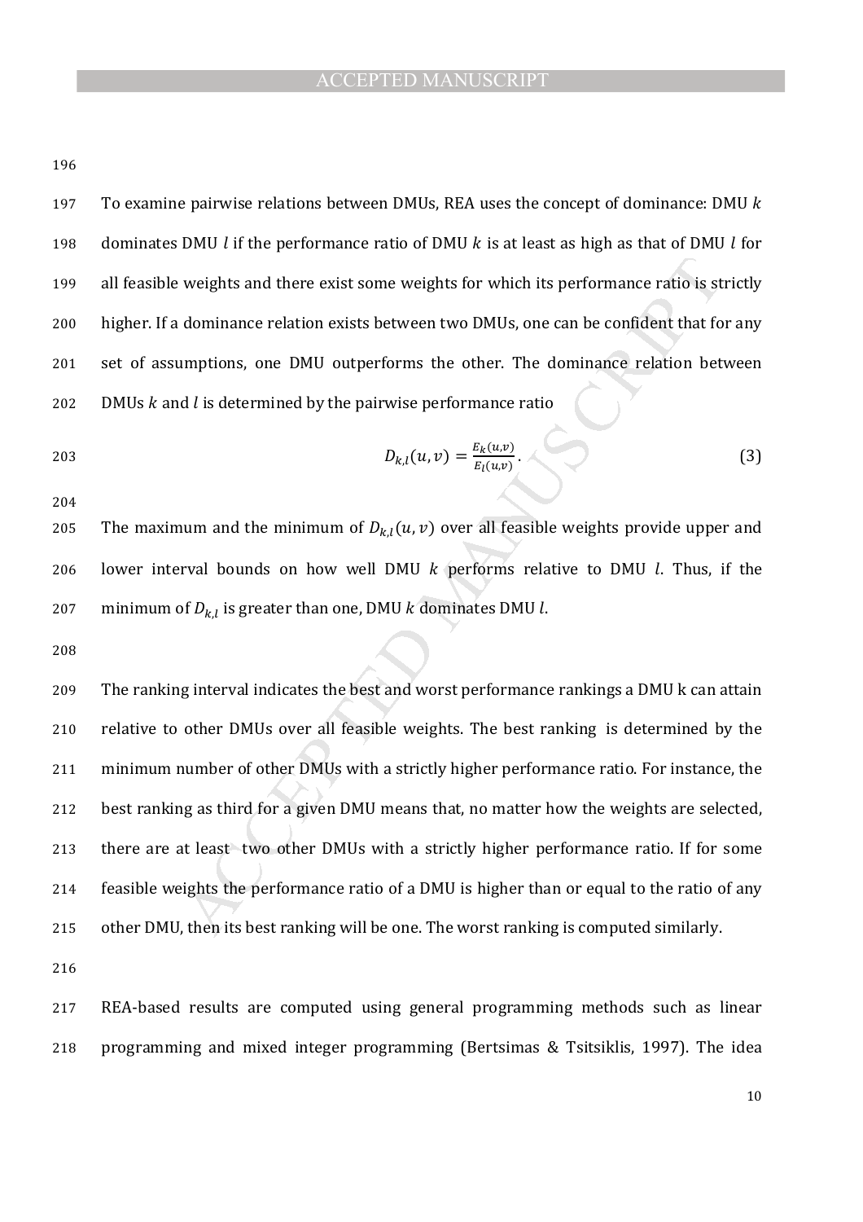To examine pairwise relations between DMUs, REA uses the concept of dominance: DMU $k$ dominates DMU $l$ if the performance ratio of DMU $k$ is at least as high as that of DMU $l$ for all feasible weights and there exist some weights for which its performance ratio is strictly higher. If a dominance relation exists between two DMUs, one can be confident that for any set of assumptions, one DMU outperforms the other. The dominance relation between DMUs $k$ and $l$ is determined by the pairwise performance ratio

$$D_{k,l}(u,v) = \frac{E_k(u,v)}{E_l(u,v)}. \tag{3}$$

The maximum and the minimum of $D_{k,l}(u,v)$ over all feasible weights provide upper and lower interval bounds on how well DMU $k$ performs relative to DMU $l$. Thus, if the minimum of $D_{k,l}$ is greater than one, DMU $k$ dominates DMU $l$.

The ranking interval indicates the best and worst performance rankings a DMU k can attain relative to other DMUs over all feasible weights. The best ranking is determined by the minimum number of other DMUs with a strictly higher performance ratio. For instance, the best ranking as third for a given DMU means that, no matter how the weights are selected, there are at least two other DMUs with a strictly higher performance ratio. If for some feasible weights the performance ratio of a DMU is higher than or equal to the ratio of any other DMU, then its best ranking will be one. The worst ranking is computed similarly.

REA-based results are computed using general programming methods such as linear programming and mixed integer programming (Bertsimas & Tsitsiklis, 1997). The idea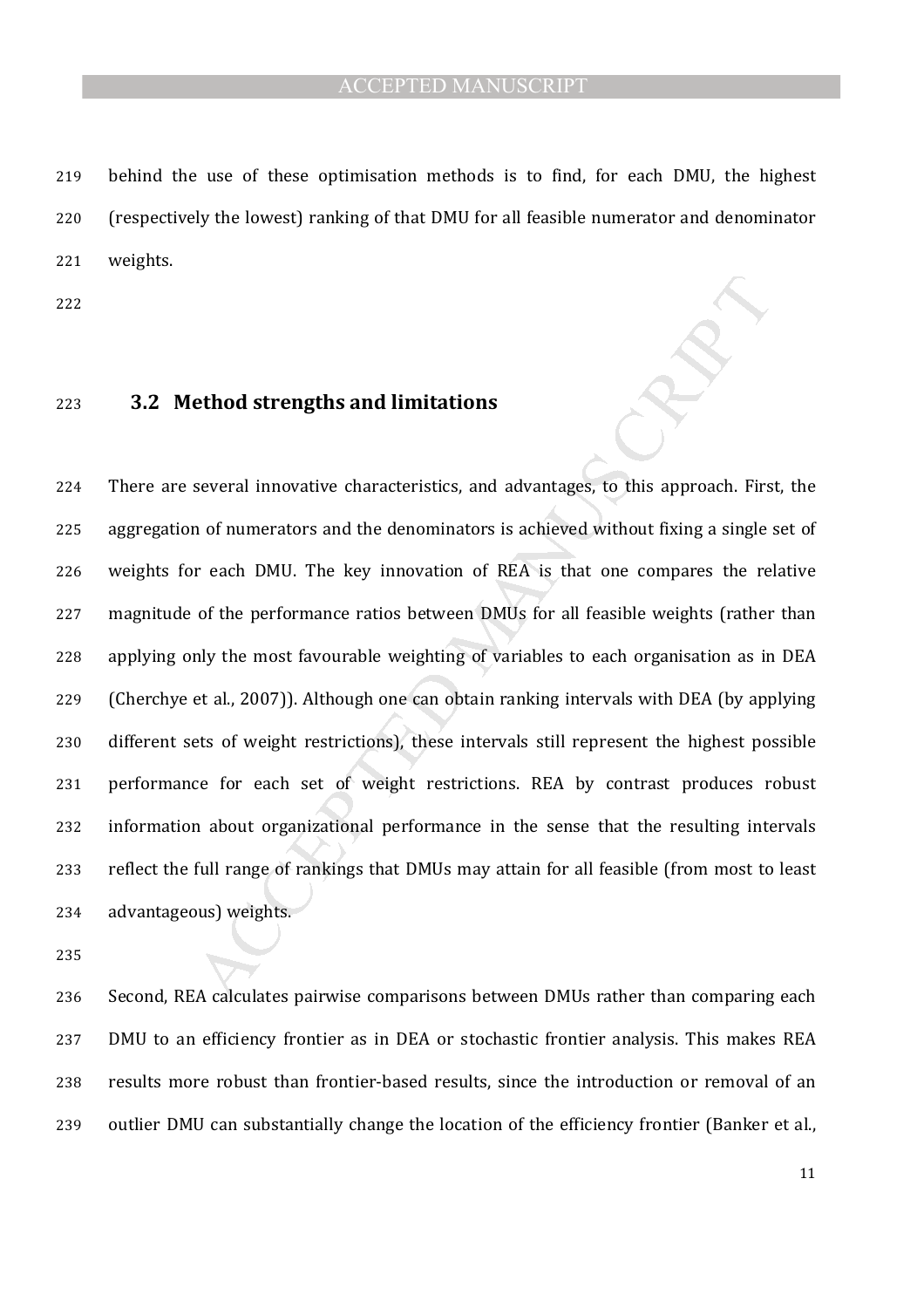behind the use of these optimisation methods is to find, for each DMU, the highest (respectively the lowest) ranking of that DMU for all feasible numerator and denominator weights.

## 3.2 Method strengths and limitations

There are several innovative characteristics, and advantages, to this approach. First, the aggregation of numerators and the denominators is achieved without fixing a single set of weights for each DMU. The key innovation of REA is that one compares the relative magnitude of the performance ratios between DMUs for all feasible weights (rather than applying only the most favourable weighting of variables to each organisation as in DEA (Cherchye et al., 2007)). Although one can obtain ranking intervals with DEA (by applying different sets of weight restrictions), these intervals still represent the highest possible performance for each set of weight restrictions. REA by contrast produces robust information about organizational performance in the sense that the resulting intervals reflect the full range of rankings that DMUs may attain for all feasible (from most to least advantageous) weights.

Second, REA calculates pairwise comparisons between DMUs rather than comparing each DMU to an efficiency frontier as in DEA or stochastic frontier analysis. This makes REA results more robust than frontier-based results, since the introduction or removal of an outlier DMU can substantially change the location of the efficiency frontier (Banker et al.,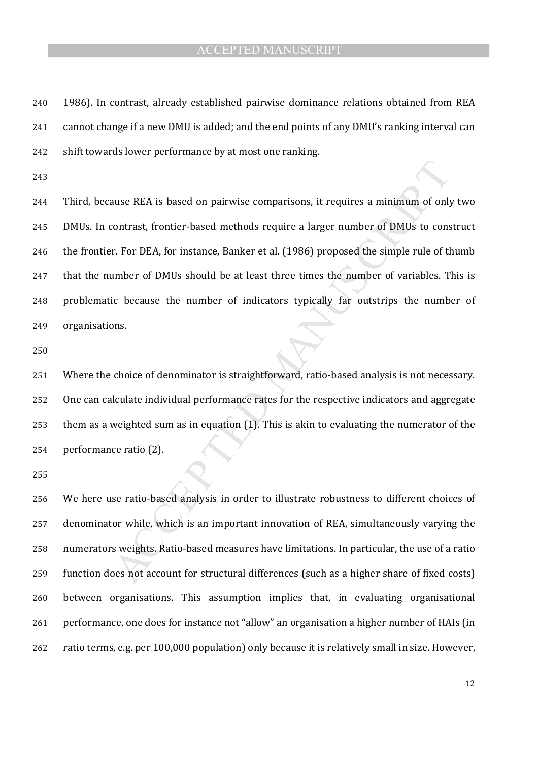1986). In contrast, already established pairwise dominance relations obtained from REA cannot change if a new DMU is added; and the end points of any DMU's ranking interval can shift towards lower performance by at most one ranking.

Third, because REA is based on pairwise comparisons, it requires a minimum of only two DMUs. In contrast, frontier-based methods require a larger number of DMUs to construct the frontier. For DEA, for instance, Banker et al. (1986) proposed the simple rule of thumb that the number of DMUs should be at least three times the number of variables. This is problematic because the number of indicators typically far outstrips the number of organisations.

Where the choice of denominator is straightforward, ratio-based analysis is not necessary. One can calculate individual performance rates for the respective indicators and aggregate them as a weighted sum as in equation (1). This is akin to evaluating the numerator of the performance ratio (2).

We here use ratio-based analysis in order to illustrate robustness to different choices of denominator while, which is an important innovation of REA, simultaneously varying the numerators weights. Ratio-based measures have limitations. In particular, the use of a ratio function does not account for structural differences (such as a higher share of fixed costs) between organisations. This assumption implies that, in evaluating organisational performance, one does for instance not "allow" an organisation a higher number of HAIs (in ratio terms, e.g. per 100,000 population) only because it is relatively small in size. However,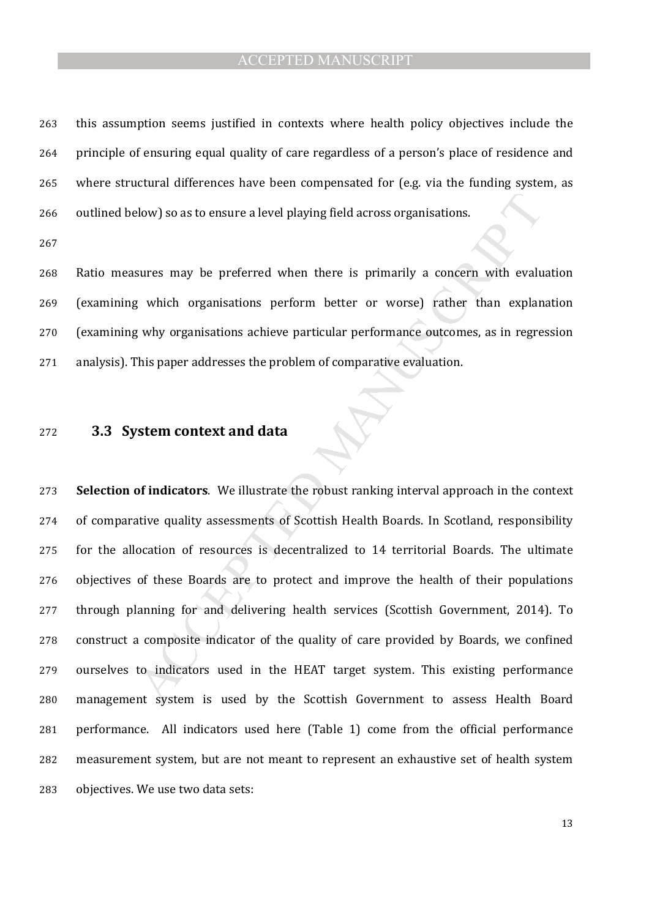this assumption seems justified in contexts where health policy objectives include the principle of ensuring equal quality of care regardless of a person's place of residence and where structural differences have been compensated for (e.g. via the funding system, as outlined below) so as to ensure a level playing field across organisations.

Ratio measures may be preferred when there is primarily a concern with evaluation (examining which organisations perform better or worse) rather than explanation (examining why organisations achieve particular performance outcomes, as in regression analysis). This paper addresses the problem of comparative evaluation.

### 3.3 System context and data

**Selection of indicators**. We illustrate the robust ranking interval approach in the context of comparative quality assessments of Scottish Health Boards. In Scotland, responsibility for the allocation of resources is decentralized to 14 territorial Boards. The ultimate objectives of these Boards are to protect and improve the health of their populations through planning for and delivering health services (Scottish Government, 2014). To construct a composite indicator of the quality of care provided by Boards, we confined ourselves to indicators used in the HEAT target system. This existing performance management system is used by the Scottish Government to assess Health Board performance. All indicators used here (Table 1) come from the official performance measurement system, but are not meant to represent an exhaustive set of health system objectives. We use two data sets: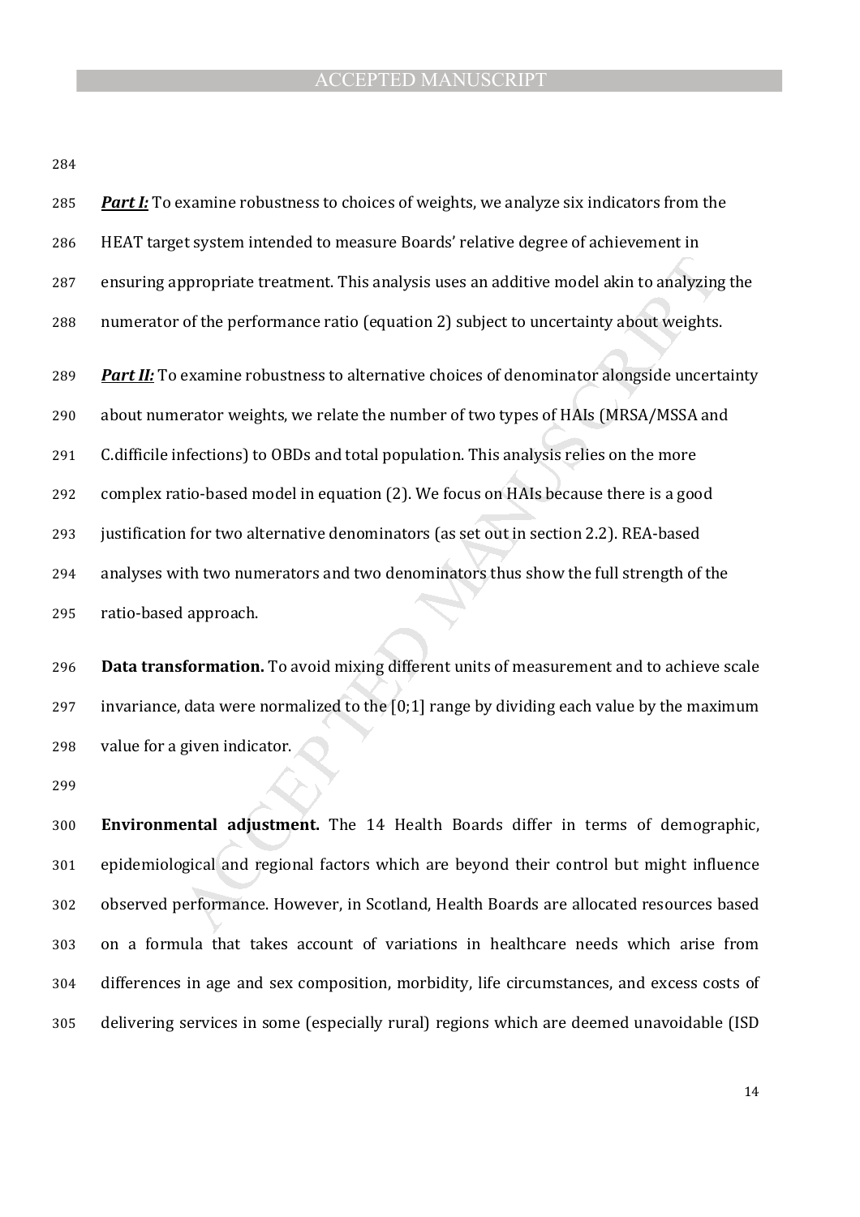***Part I:*** To examine robustness to choices of weights, we analyze six indicators from the HEAT target system intended to measure Boards' relative degree of achievement in ensuring appropriate treatment. This analysis uses an additive model akin to analyzing the numerator of the performance ratio (equation 2) subject to uncertainty about weights.

***Part II:*** To examine robustness to alternative choices of denominator alongside uncertainty about numerator weights, we relate the number of two types of HAIs (MRSA/MSSA and C.difficile infections) to OBDs and total population. This analysis relies on the more complex ratio-based model in equation (2). We focus on HAIs because there is a good justification for two alternative denominators (as set out in section 2.2). REA-based analyses with two numerators and two denominators thus show the full strength of the ratio-based approach.

**Data transformation.** To avoid mixing different units of measurement and to achieve scale invariance, data were normalized to the [0;1] range by dividing each value by the maximum value for a given indicator.

**Environmental adjustment.** The 14 Health Boards differ in terms of demographic, epidemiological and regional factors which are beyond their control but might influence observed performance. However, in Scotland, Health Boards are allocated resources based on a formula that takes account of variations in healthcare needs which arise from differences in age and sex composition, morbidity, life circumstances, and excess costs of delivering services in some (especially rural) regions which are deemed unavoidable (ISD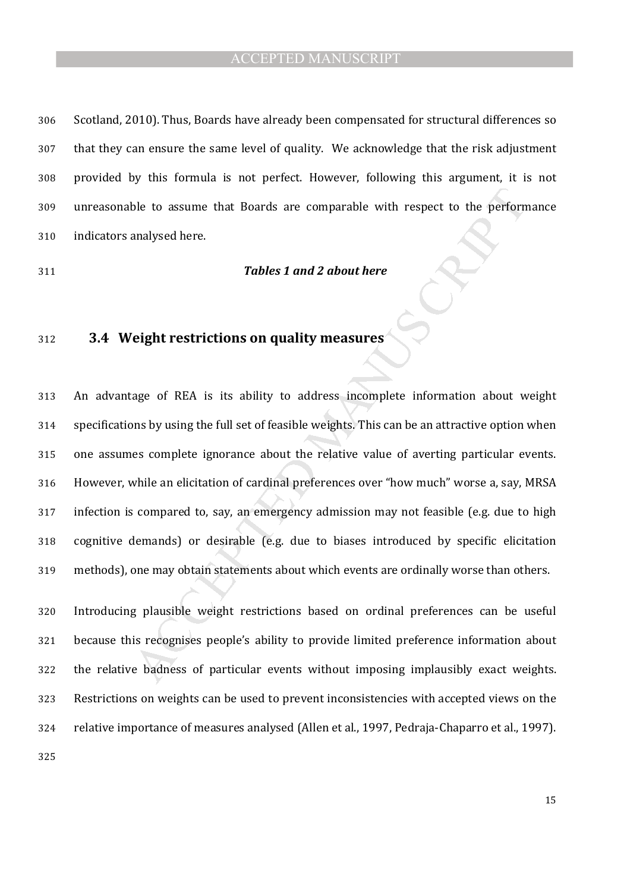Scotland, 2010). Thus, Boards have already been compensated for structural differences so that they can ensure the same level of quality. We acknowledge that the risk adjustment provided by this formula is not perfect. However, following this argument, it is not unreasonable to assume that Boards are comparable with respect to the performance indicators analysed here.

***Tables 1 and 2 about here***

### 3.4 Weight restrictions on quality measures

An advantage of REA is its ability to address incomplete information about weight specifications by using the full set of feasible weights. This can be an attractive option when one assumes complete ignorance about the relative value of averting particular events. However, while an elicitation of cardinal preferences over "how much" worse a, say, MRSA infection is compared to, say, an emergency admission may not feasible (e.g. due to high cognitive demands) or desirable (e.g. due to biases introduced by specific elicitation methods), one may obtain statements about which events are ordinally worse than others.

Introducing plausible weight restrictions based on ordinal preferences can be useful because this recognises people's ability to provide limited preference information about the relative badness of particular events without imposing implausibly exact weights. Restrictions on weights can be used to prevent inconsistencies with accepted views on the relative importance of measures analysed (Allen et al., 1997, Pedraja-Chaparro et al., 1997).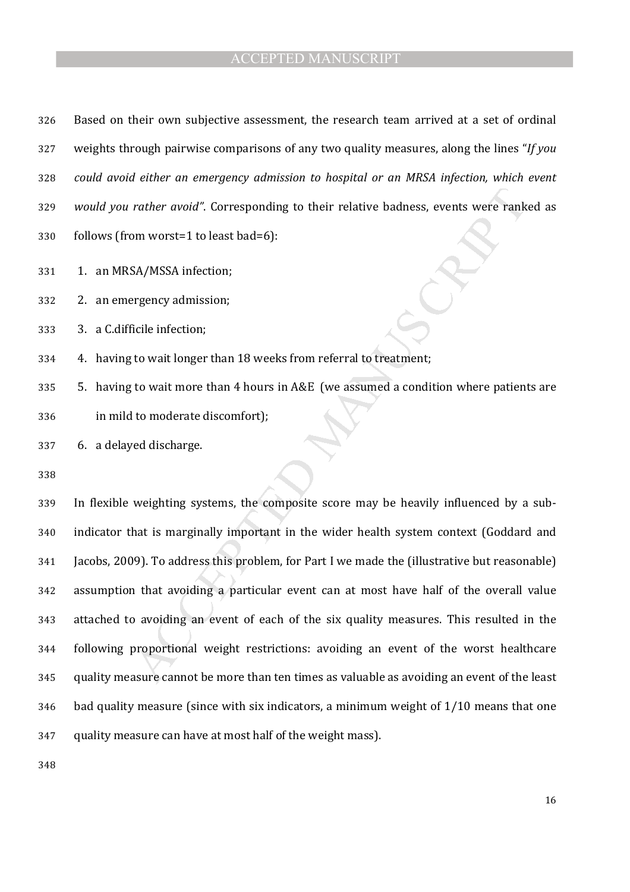Based on their own subjective assessment, the research team arrived at a set of ordinal weights through pairwise comparisons of any two quality measures, along the lines "*If you could avoid either an emergency admission to hospital or an MRSA infection, which event would you rather avoid"*. Corresponding to their relative badness, events were ranked as follows (from worst=1 to least bad=6):

1. an MRSA/MSSA infection;
2. an emergency admission;
3. a C.difficile infection;
4. having to wait longer than 18 weeks from referral to treatment;
5. having to wait more than 4 hours in A&E (we assumed a condition where patients are in mild to moderate discomfort);
6. a delayed discharge.

In flexible weighting systems, the composite score may be heavily influenced by a sub-indicator that is marginally important in the wider health system context (Goddard and Jacobs, 2009). To address this problem, for Part I we made the (illustrative but reasonable) assumption that avoiding a particular event can at most have half of the overall value attached to avoiding an event of each of the six quality measures. This resulted in the following proportional weight restrictions: avoiding an event of the worst healthcare quality measure cannot be more than ten times as valuable as avoiding an event of the least bad quality measure (since with six indicators, a minimum weight of 1/10 means that one quality measure can have at most half of the weight mass).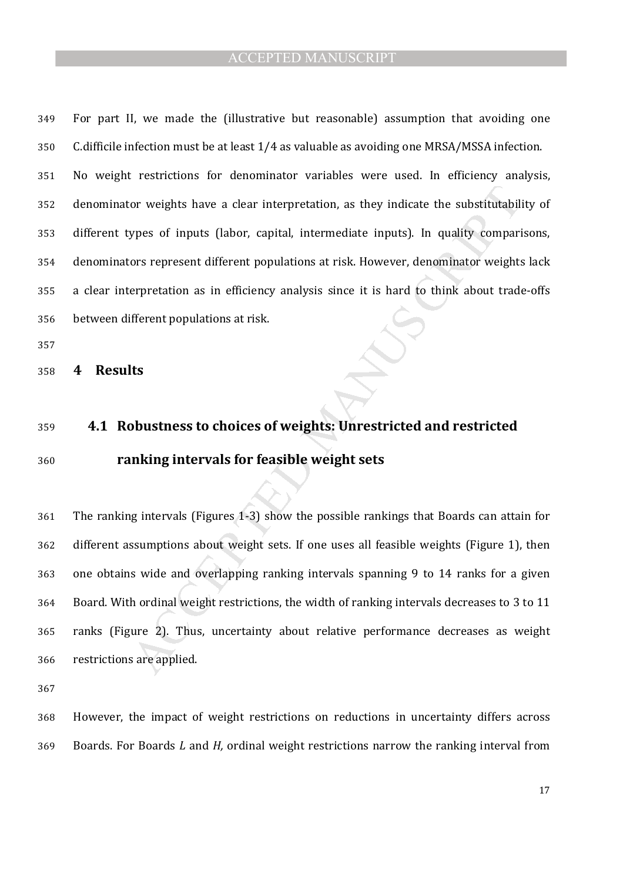For part II, we made the (illustrative but reasonable) assumption that avoiding one C.difficile infection must be at least 1/4 as valuable as avoiding one MRSA/MSSA infection. No weight restrictions for denominator variables were used. In efficiency analysis, denominator weights have a clear interpretation, as they indicate the substitutability of different types of inputs (labor, capital, intermediate inputs). In quality comparisons, denominators represent different populations at risk. However, denominator weights lack a clear interpretation as in efficiency analysis since it is hard to think about trade-offs between different populations at risk.

# 4 Results

## 4.1 Robustness to choices of weights: Unrestricted and restricted ranking intervals for feasible weight sets

The ranking intervals (Figures 1-3) show the possible rankings that Boards can attain for different assumptions about weight sets. If one uses all feasible weights (Figure 1), then one obtains wide and overlapping ranking intervals spanning 9 to 14 ranks for a given Board. With ordinal weight restrictions, the width of ranking intervals decreases to 3 to 11 ranks (Figure 2). Thus, uncertainty about relative performance decreases as weight restrictions are applied.

However, the impact of weight restrictions on reductions in uncertainty differs across Boards. For Boards *L* and *H,* ordinal weight restrictions narrow the ranking interval from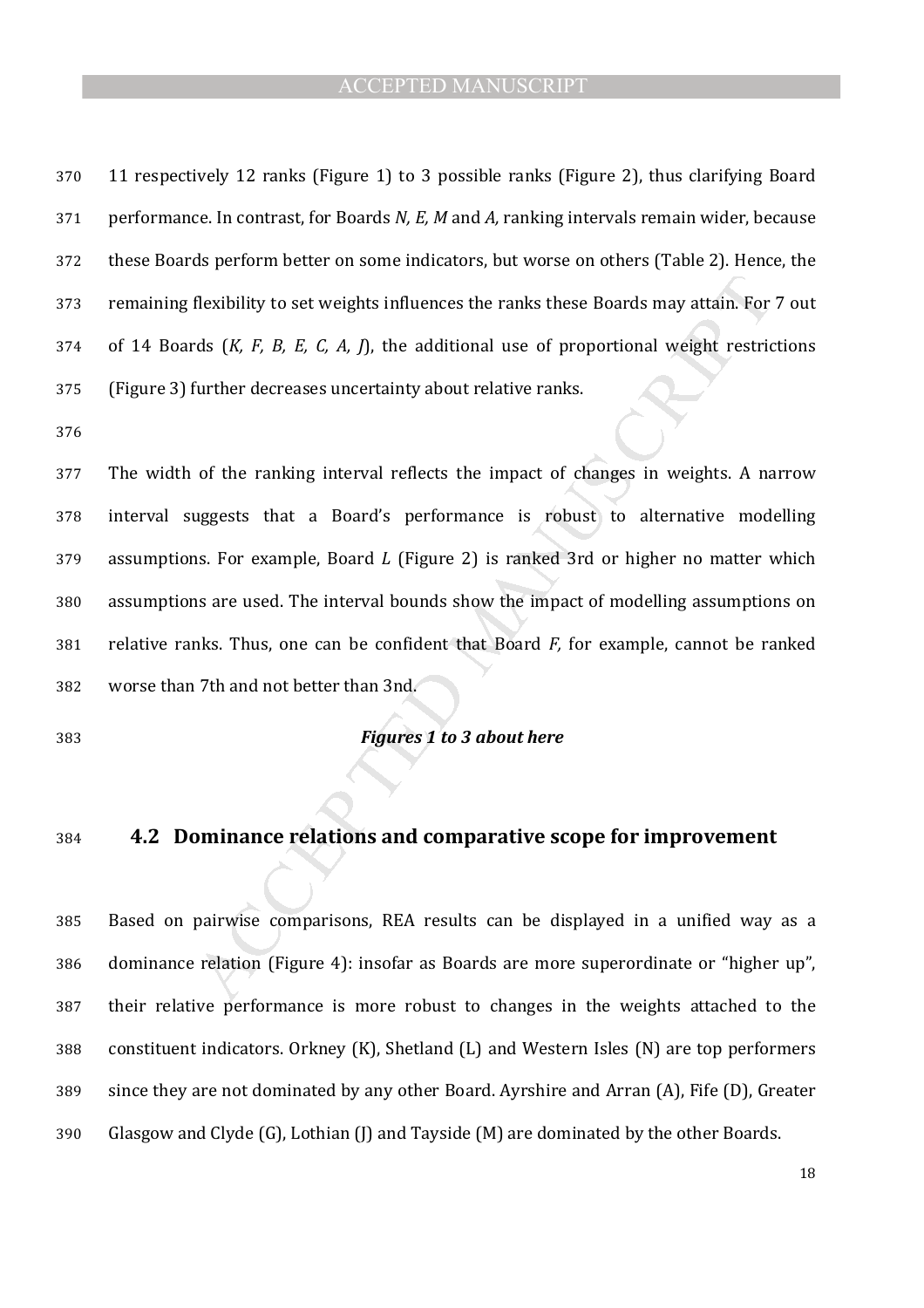11 respectively 12 ranks (Figure 1) to 3 possible ranks (Figure 2), thus clarifying Board performance. In contrast, for Boards *N, E, M* and *A,* ranking intervals remain wider, because these Boards perform better on some indicators, but worse on others (Table 2). Hence, the remaining flexibility to set weights influences the ranks these Boards may attain. For 7 out of 14 Boards (*K, F, B, E, C, A, J*), the additional use of proportional weight restrictions (Figure 3) further decreases uncertainty about relative ranks.

The width of the ranking interval reflects the impact of changes in weights. A narrow interval suggests that a Board's performance is robust to alternative modelling assumptions. For example, Board *L* (Figure 2) is ranked 3rd or higher no matter which assumptions are used. The interval bounds show the impact of modelling assumptions on relative ranks. Thus, one can be confident that Board *F,* for example, cannot be ranked worse than 7th and not better than 3nd.

***Figures 1 to 3 about here***

## 4.2 Dominance relations and comparative scope for improvement

Based on pairwise comparisons, REA results can be displayed in a unified way as a dominance relation (Figure 4): insofar as Boards are more superordinate or "higher up", their relative performance is more robust to changes in the weights attached to the constituent indicators. Orkney (K), Shetland (L) and Western Isles (N) are top performers since they are not dominated by any other Board. Ayrshire and Arran (A), Fife (D), Greater Glasgow and Clyde (G), Lothian (J) and Tayside (M) are dominated by the other Boards.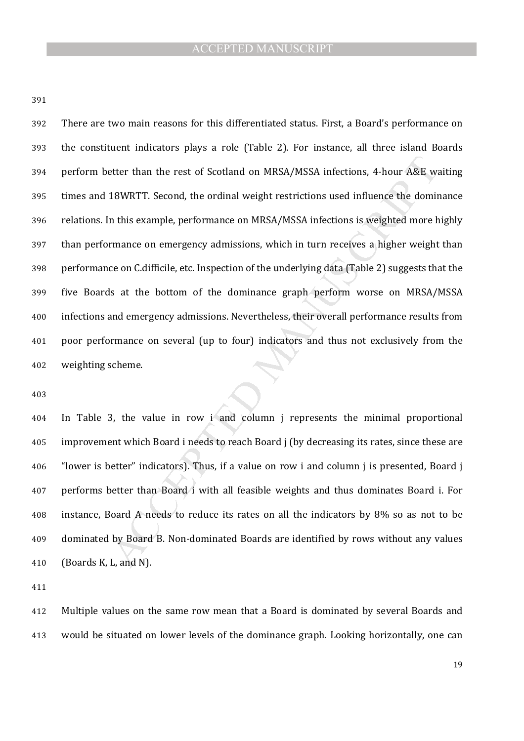There are two main reasons for this differentiated status. First, a Board's performance on the constituent indicators plays a role (Table 2). For instance, all three island Boards perform better than the rest of Scotland on MRSA/MSSA infections, 4-hour A&E waiting times and 18WRTT. Second, the ordinal weight restrictions used influence the dominance relations. In this example, performance on MRSA/MSSA infections is weighted more highly than performance on emergency admissions, which in turn receives a higher weight than performance on C.difficile, etc. Inspection of the underlying data (Table 2) suggests that the five Boards at the bottom of the dominance graph perform worse on MRSA/MSSA infections and emergency admissions. Nevertheless, their overall performance results from poor performance on several (up to four) indicators and thus not exclusively from the weighting scheme.

In Table 3, the value in row i and column j represents the minimal proportional improvement which Board i needs to reach Board j (by decreasing its rates, since these are "lower is better" indicators). Thus, if a value on row i and column j is presented, Board j performs better than Board i with all feasible weights and thus dominates Board i. For instance, Board A needs to reduce its rates on all the indicators by 8% so as not to be dominated by Board B. Non-dominated Boards are identified by rows without any values (Boards K, L, and N).

Multiple values on the same row mean that a Board is dominated by several Boards and would be situated on lower levels of the dominance graph. Looking horizontally, one can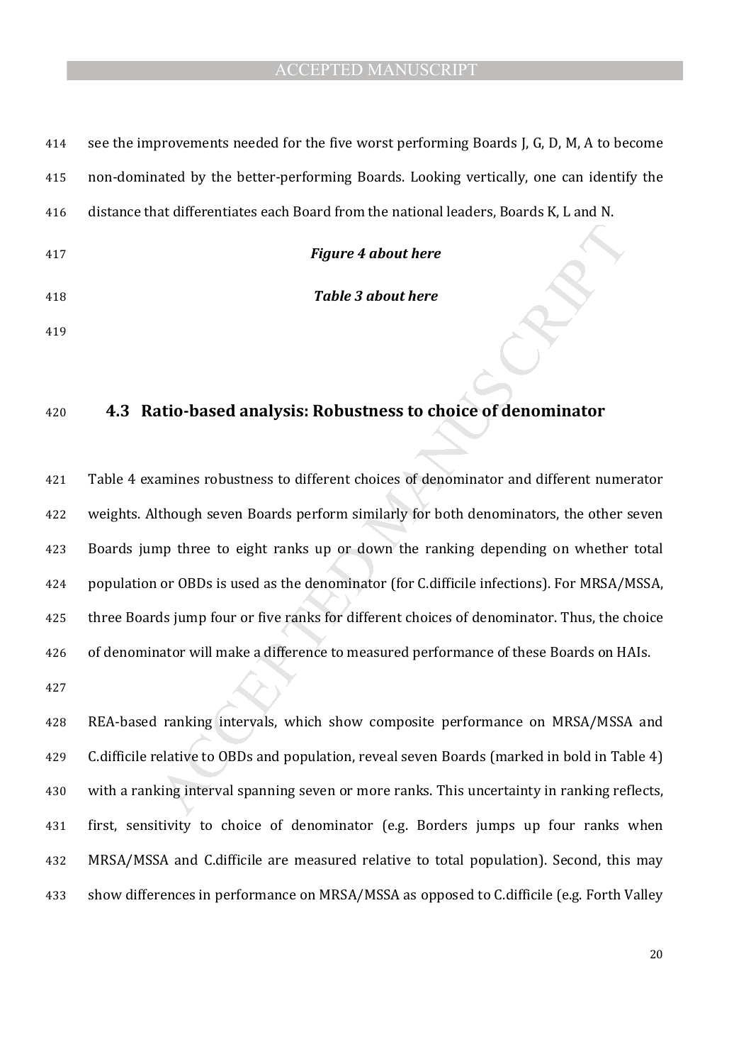see the improvements needed for the five worst performing Boards J, G, D, M, A to become non-dominated by the better-performing Boards. Looking vertically, one can identify the distance that differentiates each Board from the national leaders, Boards K, L and N.

***Figure 4 about here***

***Table 3 about here***

## 4.3 Ratio-based analysis: Robustness to choice of denominator

Table 4 examines robustness to different choices of denominator and different numerator weights. Although seven Boards perform similarly for both denominators, the other seven Boards jump three to eight ranks up or down the ranking depending on whether total population or OBDs is used as the denominator (for C.difficile infections). For MRSA/MSSA, three Boards jump four or five ranks for different choices of denominator. Thus, the choice of denominator will make a difference to measured performance of these Boards on HAIs.

REA-based ranking intervals, which show composite performance on MRSA/MSSA and C.difficile relative to OBDs and population, reveal seven Boards (marked in bold in Table 4) with a ranking interval spanning seven or more ranks. This uncertainty in ranking reflects, first, sensitivity to choice of denominator (e.g. Borders jumps up four ranks when MRSA/MSSA and C.difficile are measured relative to total population). Second, this may show differences in performance on MRSA/MSSA as opposed to C.difficile (e.g. Forth Valley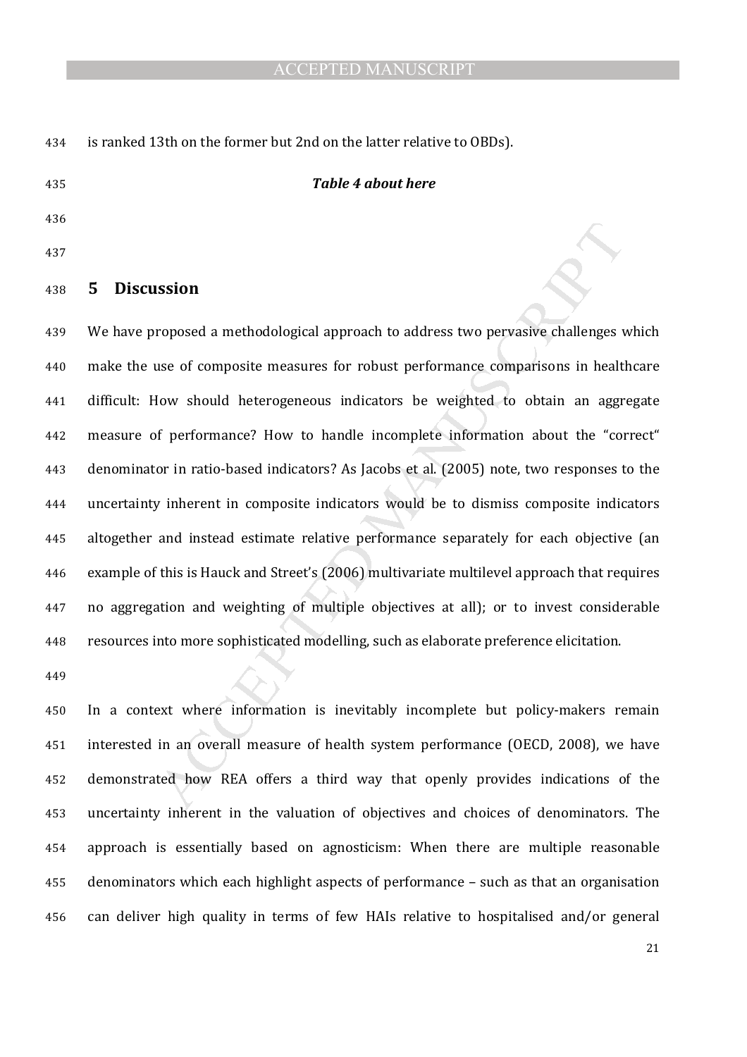is ranked 13th on the former but 2nd on the latter relative to OBDs).

***Table 4 about here***

## 5 Discussion

We have proposed a methodological approach to address two pervasive challenges which make the use of composite measures for robust performance comparisons in healthcare difficult: How should heterogeneous indicators be weighted to obtain an aggregate measure of performance? How to handle incomplete information about the "correct" denominator in ratio-based indicators? As Jacobs et al. (2005) note, two responses to the uncertainty inherent in composite indicators would be to dismiss composite indicators altogether and instead estimate relative performance separately for each objective (an example of this is Hauck and Street's (2006) multivariate multilevel approach that requires no aggregation and weighting of multiple objectives at all); or to invest considerable resources into more sophisticated modelling, such as elaborate preference elicitation.

In a context where information is inevitably incomplete but policy-makers remain interested in an overall measure of health system performance (OECD, 2008), we have demonstrated how REA offers a third way that openly provides indications of the uncertainty inherent in the valuation of objectives and choices of denominators. The approach is essentially based on agnosticism: When there are multiple reasonable denominators which each highlight aspects of performance – such as that an organisation can deliver high quality in terms of few HAIs relative to hospitalised and/or general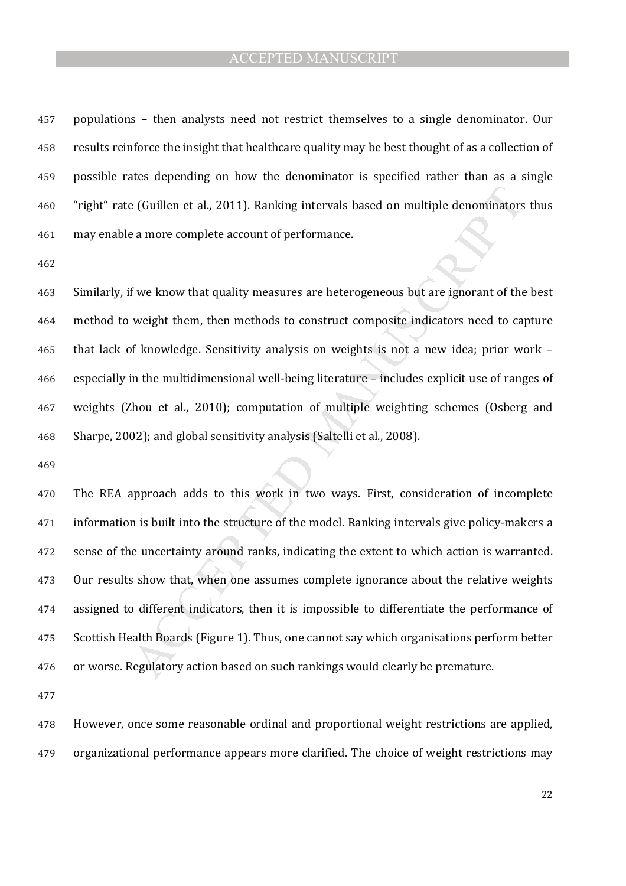populations – then analysts need not restrict themselves to a single denominator. Our results reinforce the insight that healthcare quality may be best thought of as a collection of possible rates depending on how the denominator is specified rather than as a single "right" rate (Guillen et al., 2011). Ranking intervals based on multiple denominators thus may enable a more complete account of performance.

Similarly, if we know that quality measures are heterogeneous but are ignorant of the best method to weight them, then methods to construct composite indicators need to capture that lack of knowledge. Sensitivity analysis on weights is not a new idea; prior work – especially in the multidimensional well-being literature – includes explicit use of ranges of weights (Zhou et al., 2010); computation of multiple weighting schemes (Osberg and Sharpe, 2002); and global sensitivity analysis (Saltelli et al., 2008).

The REA approach adds to this work in two ways. First, consideration of incomplete information is built into the structure of the model. Ranking intervals give policy-makers a sense of the uncertainty around ranks, indicating the extent to which action is warranted. Our results show that, when one assumes complete ignorance about the relative weights assigned to different indicators, then it is impossible to differentiate the performance of Scottish Health Boards (Figure 1). Thus, one cannot say which organisations perform better or worse. Regulatory action based on such rankings would clearly be premature.

However, once some reasonable ordinal and proportional weight restrictions are applied, organizational performance appears more clarified. The choice of weight restrictions may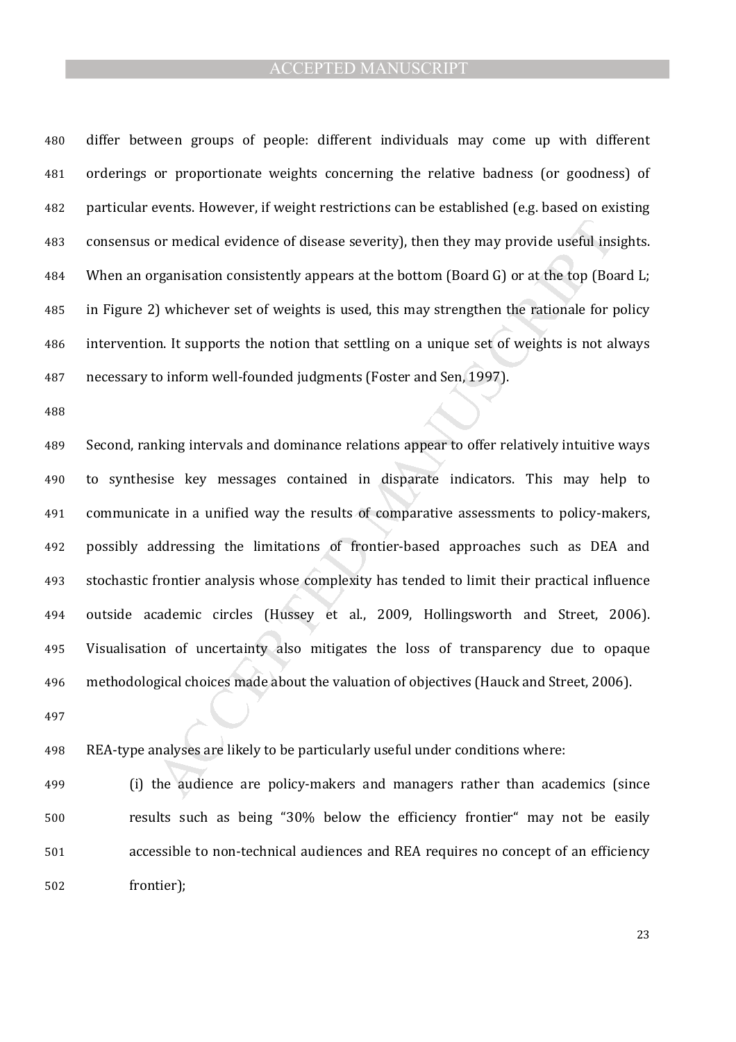differ between groups of people: different individuals may come up with different orderings or proportionate weights concerning the relative badness (or goodness) of particular events. However, if weight restrictions can be established (e.g. based on existing consensus or medical evidence of disease severity), then they may provide useful insights. When an organisation consistently appears at the bottom (Board G) or at the top (Board L; in Figure 2) whichever set of weights is used, this may strengthen the rationale for policy intervention. It supports the notion that settling on a unique set of weights is not always necessary to inform well-founded judgments (Foster and Sen, 1997).

Second, ranking intervals and dominance relations appear to offer relatively intuitive ways to synthesise key messages contained in disparate indicators. This may help to communicate in a unified way the results of comparative assessments to policy-makers, possibly addressing the limitations of frontier-based approaches such as DEA and stochastic frontier analysis whose complexity has tended to limit their practical influence outside academic circles (Hussey et al., 2009, Hollingsworth and Street, 2006). Visualisation of uncertainty also mitigates the loss of transparency due to opaque methodological choices made about the valuation of objectives (Hauck and Street, 2006).

REA-type analyses are likely to be particularly useful under conditions where:

(i) the audience are policy-makers and managers rather than academics (since results such as being "30% below the efficiency frontier" may not be easily accessible to non-technical audiences and REA requires no concept of an efficiency frontier);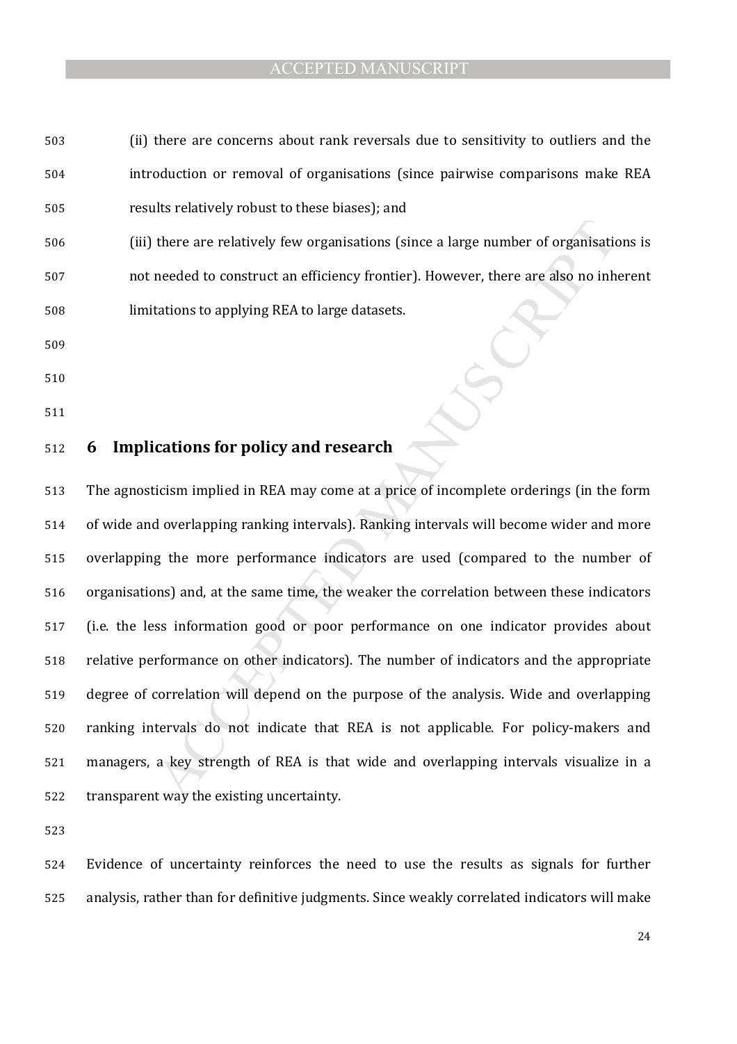(ii) there are concerns about rank reversals due to sensitivity to outliers and the introduction or removal of organisations (since pairwise comparisons make REA results relatively robust to these biases); and

(iii) there are relatively few organisations (since a large number of organisations is not needed to construct an efficiency frontier). However, there are also no inherent limitations to applying REA to large datasets.

## 6 Implications for policy and research

The agnosticism implied in REA may come at a price of incomplete orderings (in the form of wide and overlapping ranking intervals). Ranking intervals will become wider and more overlapping the more performance indicators are used (compared to the number of organisations) and, at the same time, the weaker the correlation between these indicators (i.e. the less information good or poor performance on one indicator provides about relative performance on other indicators). The number of indicators and the appropriate degree of correlation will depend on the purpose of the analysis. Wide and overlapping ranking intervals do not indicate that REA is not applicable. For policy-makers and managers, a key strength of REA is that wide and overlapping intervals visualize in a transparent way the existing uncertainty.

Evidence of uncertainty reinforces the need to use the results as signals for further analysis, rather than for definitive judgments. Since weakly correlated indicators will make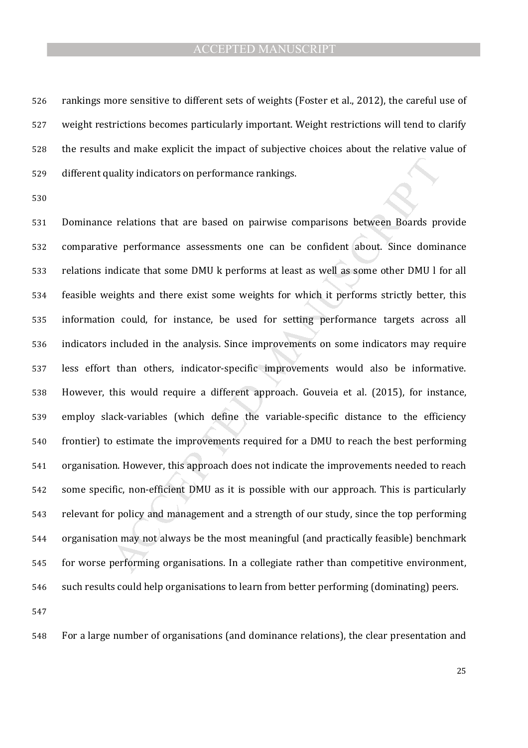rankings more sensitive to different sets of weights (Foster et al., 2012), the careful use of weight restrictions becomes particularly important. Weight restrictions will tend to clarify the results and make explicit the impact of subjective choices about the relative value of different quality indicators on performance rankings.

Dominance relations that are based on pairwise comparisons between Boards provide comparative performance assessments one can be confident about. Since dominance relations indicate that some DMU k performs at least as well as some other DMU l for all feasible weights and there exist some weights for which it performs strictly better, this information could, for instance, be used for setting performance targets across all indicators included in the analysis. Since improvements on some indicators may require less effort than others, indicator-specific improvements would also be informative. However, this would require a different approach. Gouveia et al. (2015), for instance, employ slack-variables (which define the variable-specific distance to the efficiency frontier) to estimate the improvements required for a DMU to reach the best performing organisation. However, this approach does not indicate the improvements needed to reach some specific, non-efficient DMU as it is possible with our approach. This is particularly relevant for policy and management and a strength of our study, since the top performing organisation may not always be the most meaningful (and practically feasible) benchmark for worse performing organisations. In a collegiate rather than competitive environment, such results could help organisations to learn from better performing (dominating) peers.

For a large number of organisations (and dominance relations), the clear presentation and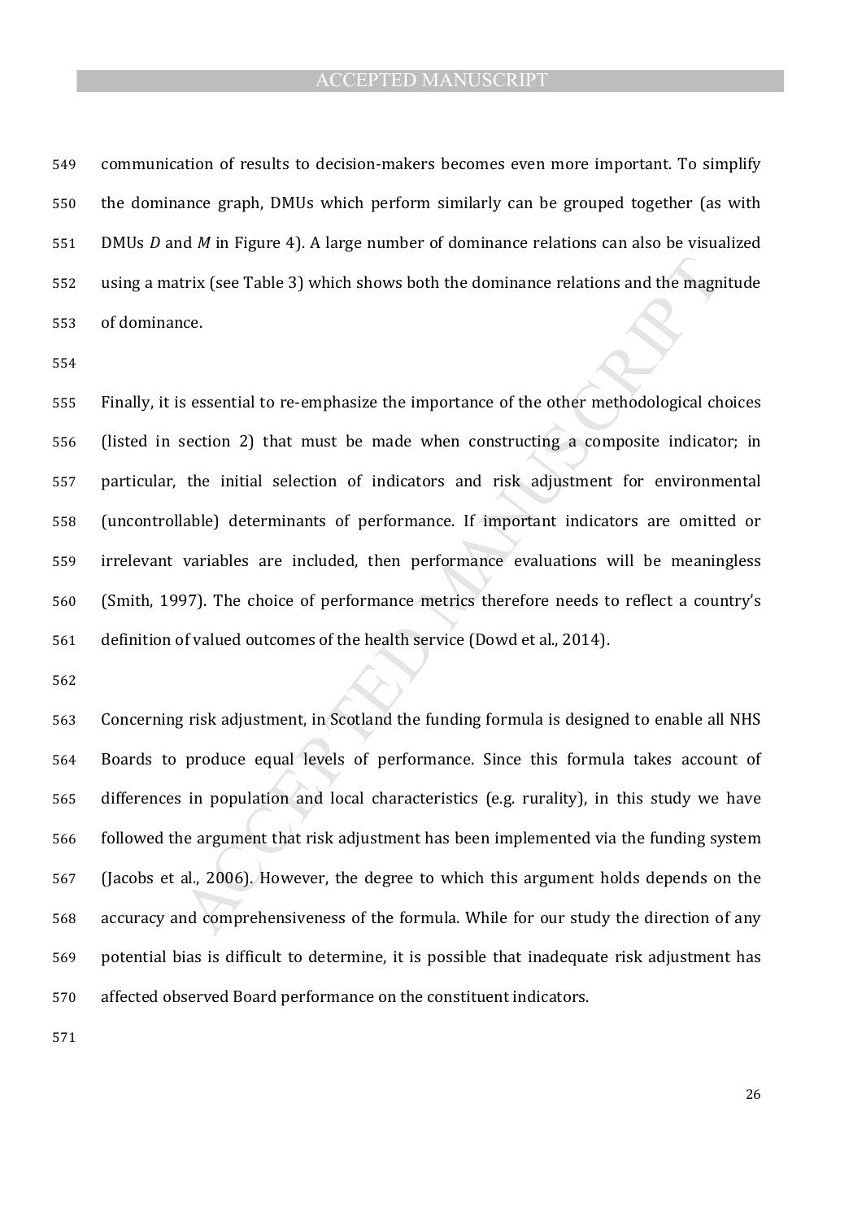communication of results to decision-makers becomes even more important. To simplify the dominance graph, DMUs which perform similarly can be grouped together (as with DMUs *D* and *M* in Figure 4). A large number of dominance relations can also be visualized using a matrix (see Table 3) which shows both the dominance relations and the magnitude of dominance.

Finally, it is essential to re-emphasize the importance of the other methodological choices (listed in section 2) that must be made when constructing a composite indicator; in particular, the initial selection of indicators and risk adjustment for environmental (uncontrollable) determinants of performance. If important indicators are omitted or irrelevant variables are included, then performance evaluations will be meaningless (Smith, 1997). The choice of performance metrics therefore needs to reflect a country's definition of valued outcomes of the health service (Dowd et al., 2014).

Concerning risk adjustment, in Scotland the funding formula is designed to enable all NHS Boards to produce equal levels of performance. Since this formula takes account of differences in population and local characteristics (e.g. rurality), in this study we have followed the argument that risk adjustment has been implemented via the funding system (Jacobs et al., 2006). However, the degree to which this argument holds depends on the accuracy and comprehensiveness of the formula. While for our study the direction of any potential bias is difficult to determine, it is possible that inadequate risk adjustment has affected observed Board performance on the constituent indicators.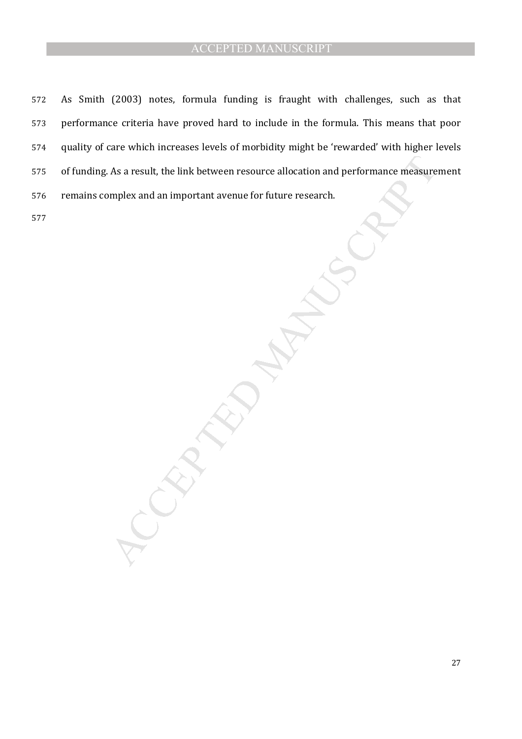As Smith (2003) notes, formula funding is fraught with challenges, such as that performance criteria have proved hard to include in the formula. This means that poor quality of care which increases levels of morbidity might be 'rewarded' with higher levels of funding. As a result, the link between resource allocation and performance measurement remains complex and an important avenue for future research.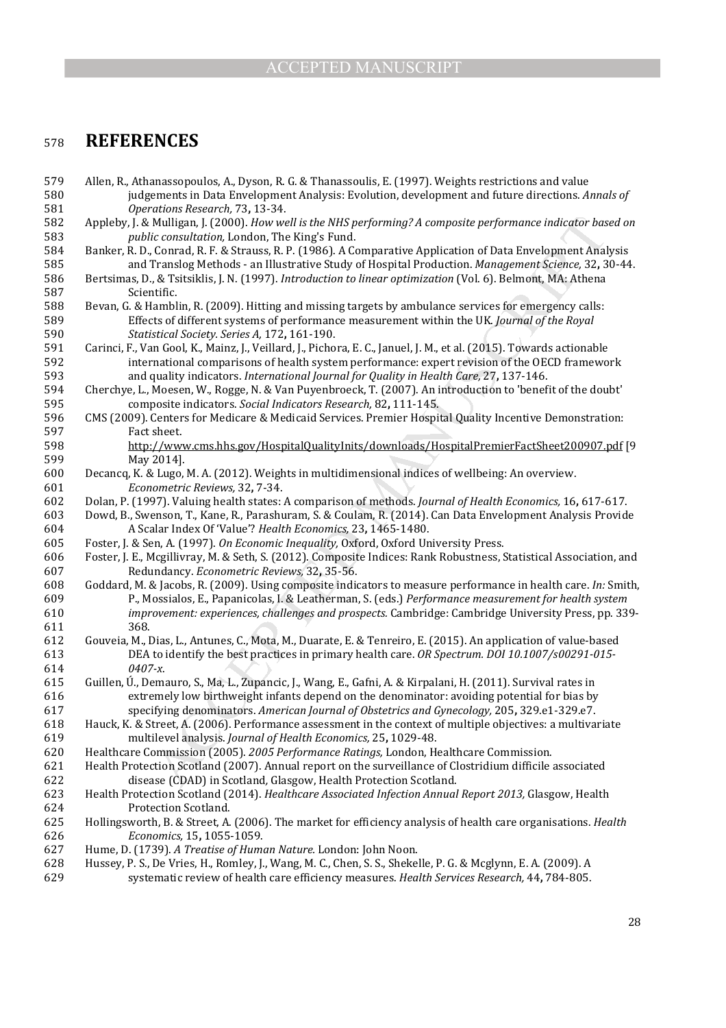# REFERENCES

Allen, R., Athanassopoulos, A., Dyson, R. G. & Thanassoulis, E. (1997). Weights restrictions and value judgements in Data Envelopment Analysis: Evolution, development and future directions. *Annals of Operations Research,* 73**,** 13-34.

Appleby, J. & Mulligan, J. (2000). *How well is the NHS performing? A composite performance indicator based on public consultation,* London, The King's Fund.

Banker, R. D., Conrad, R. F. & Strauss, R. P. (1986). A Comparative Application of Data Envelopment Analysis and Translog Methods - an Illustrative Study of Hospital Production. *Management Science,* 32**,** 30-44.

Bertsimas, D., & Tsitsiklis, J. N. (1997). *Introduction to linear optimization* (Vol. 6). Belmont, MA: Athena Scientific.

Bevan, G. & Hamblin, R. (2009). Hitting and missing targets by ambulance services for emergency calls: Effects of different systems of performance measurement within the UK. *Journal of the Royal Statistical Society. Series A,* 172**,** 161-190.

Carinci, F., Van Gool, K., Mainz, J., Veillard, J., Pichora, E. C., Januel, J. M., et al. (2015). Towards actionable international comparisons of health system performance: expert revision of the OECD framework and quality indicators. *International Journal for Quality in Health Care,* 27**,** 137-146.

Cherchye, L., Moesen, W., Rogge, N. & Van Puyenbroeck, T. (2007). An introduction to 'benefit of the doubt' composite indicators. *Social Indicators Research,* 82**,** 111-145.

CMS (2009). Centers for Medicare & Medicaid Services. Premier Hospital Quality Incentive Demonstration: Fact sheet. http://www.cms.hhs.gov/HospitalQualityInits/downloads/HospitalPremierFactSheet200907.pdf [9 May 2014].

Decancq, K. & Lugo, M. A. (2012). Weights in multidimensional indices of wellbeing: An overview. *Econometric Reviews,* 32**,** 7-34.

Dolan, P. (1997). Valuing health states: A comparison of methods. *Journal of Health Economics,* 16**,** 617-617.

Dowd, B., Swenson, T., Kane, R., Parashuram, S. & Coulam, R. (2014). Can Data Envelopment Analysis Provide A Scalar Index Of 'Value'? *Health Economics,* 23**,** 1465-1480.

Foster, J. & Sen, A. (1997). *On Economic Inequality,* Oxford, Oxford University Press.

Foster, J. E., Mcgillivray, M. & Seth, S. (2012). Composite Indices: Rank Robustness, Statistical Association, and Redundancy. *Econometric Reviews,* 32**,** 35-56.

Goddard, M. & Jacobs, R. (2009). Using composite indicators to measure performance in health care. *In:* Smith, P., Mossialos, E., Papanicolas, I. & Leatherman, S. (eds.) *Performance measurement for health system improvement: experiences, challenges and prospects.* Cambridge: Cambridge University Press, pp. 339-368.

Gouveia, M., Dias, L., Antunes, C., Mota, M., Duarate, E. & Tenreiro, E. (2015). An application of value-based DEA to identify the best practices in primary health care. *OR Spectrum. DOI 10.1007/s00291-015-0407-x.*

Guillen, Ú., Demauro, S., Ma, L., Zupancic, J., Wang, E., Gafni, A. & Kirpalani, H. (2011). Survival rates in extremely low birthweight infants depend on the denominator: avoiding potential for bias by specifying denominators. *American Journal of Obstetrics and Gynecology,* 205**,** 329.e1-329.e7.

Hauck, K. & Street, A. (2006). Performance assessment in the context of multiple objectives: a multivariate multilevel analysis. *Journal of Health Economics,* 25**,** 1029-48.

Healthcare Commission (2005). *2005 Performance Ratings,* London, Healthcare Commission.

Health Protection Scotland (2007). Annual report on the surveillance of Clostridium difficile associated disease (CDAD) in Scotland, Glasgow, Health Protection Scotland.

Health Protection Scotland (2014). *Healthcare Associated Infection Annual Report 2013,* Glasgow, Health Protection Scotland.

Hollingsworth, B. & Street, A. (2006). The market for efficiency analysis of health care organisations. *Health Economics,* 15**,** 1055-1059.

Hume, D. (1739). *A Treatise of Human Nature.* London: John Noon.

Hussey, P. S., De Vries, H., Romley, J., Wang, M. C., Chen, S. S., Shekelle, P. G. & Mcglynn, E. A. (2009). A systematic review of health care efficiency measures. *Health Services Research,* 44**,** 784-805.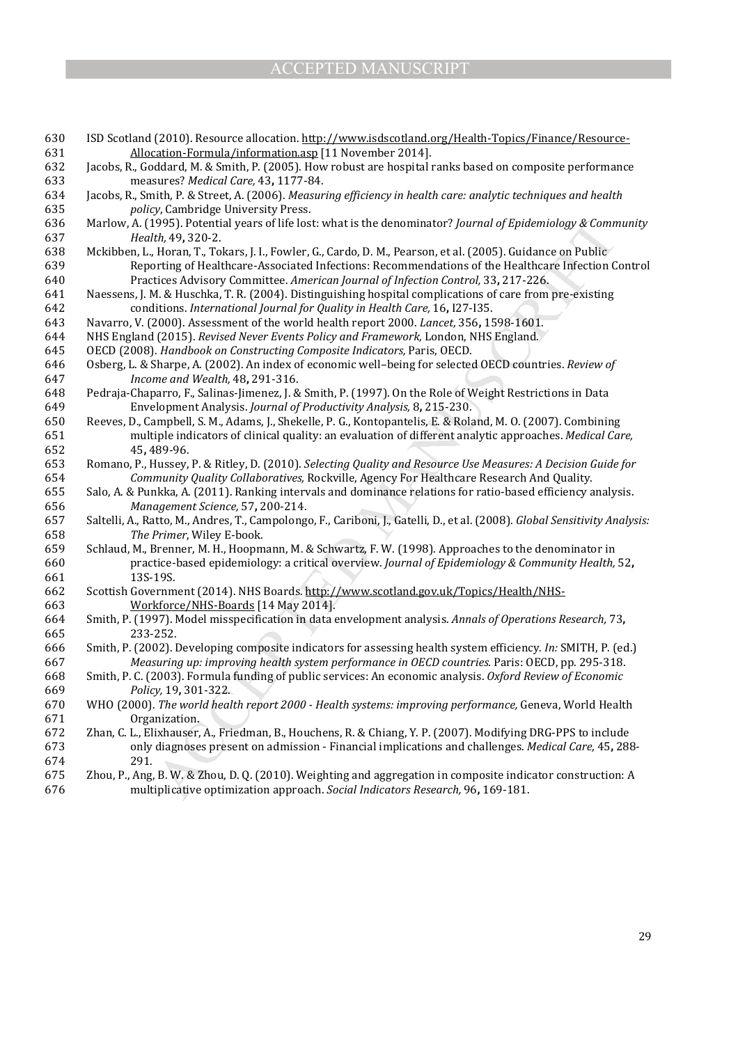ISD Scotland (2010). Resource allocation. http://www.isdscotland.org/Health-Topics/Finance/Resource-Allocation-Formula/information.asp [11 November 2014].

Jacobs, R., Goddard, M. & Smith, P. (2005). How robust are hospital ranks based on composite performance measures? *Medical Care,* 43**,** 1177-84.

Jacobs, R., Smith, P. & Street, A. (2006). *Measuring efficiency in health care: analytic techniques and health policy*, Cambridge University Press.

Marlow, A. (1995). Potential years of life lost: what is the denominator? *Journal of Epidemiology & Community Health,* 49**,** 320-2.

Mckibben, L., Horan, T., Tokars, J. I., Fowler, G., Cardo, D. M., Pearson, et al. (2005). Guidance on Public Reporting of Healthcare-Associated Infections: Recommendations of the Healthcare Infection Control Practices Advisory Committee. *American Journal of Infection Control,* 33**,** 217-226.

Naessens, J. M. & Huschka, T. R. (2004). Distinguishing hospital complications of care from pre-existing conditions. *International Journal for Quality in Health Care,* 16**,** I27-I35.

Navarro, V. (2000). Assessment of the world health report 2000. *Lancet,* 356**,** 1598-1601.

NHS England (2015). *Revised Never Events Policy and Framework,* London, NHS England.

OECD (2008). *Handbook on Constructing Composite Indicators,* Paris, OECD.

Osberg, L. & Sharpe, A. (2002). An index of economic well–being for selected OECD countries. *Review of Income and Wealth,* 48**,** 291-316.

Pedraja-Chaparro, F., Salinas-Jimenez, J. & Smith, P. (1997). On the Role of Weight Restrictions in Data Envelopment Analysis. *Journal of Productivity Analysis,* 8**,** 215-230.

Reeves, D., Campbell, S. M., Adams, J., Shekelle, P. G., Kontopantelis, E. & Roland, M. O. (2007). Combining multiple indicators of clinical quality: an evaluation of different analytic approaches. *Medical Care,* 45**,** 489-96.

Romano, P., Hussey, P. & Ritley, D. (2010). *Selecting Quality and Resource Use Measures: A Decision Guide for Community Quality Collaboratives,* Rockville, Agency For Healthcare Research And Quality.

Salo, A. & Punkka, A. (2011). Ranking intervals and dominance relations for ratio-based efficiency analysis. *Management Science,* 57**,** 200-214.

Saltelli, A., Ratto, M., Andres, T., Campolongo, F., Cariboni, J., Gatelli, D., et al. (2008). *Global Sensitivity Analysis: The Primer*, Wiley E-book.

Schlaud, M., Brenner, M. H., Hoopmann, M. & Schwartz, F. W. (1998). Approaches to the denominator in practice-based epidemiology: a critical overview. *Journal of Epidemiology & Community Health,* 52**,** 13S-19S.

Scottish Government (2014). NHS Boards. http://www.scotland.gov.uk/Topics/Health/NHS-Workforce/NHS-Boards [14 May 2014].

Smith, P. (1997). Model misspecification in data envelopment analysis. *Annals of Operations Research,* 73**,** 233-252.

Smith, P. (2002). Developing composite indicators for assessing health system efficiency. *In:* SMITH, P. (ed.) *Measuring up: improving health system performance in OECD countries.* Paris: OECD, pp. 295-318.

Smith, P. C. (2003). Formula funding of public services: An economic analysis. *Oxford Review of Economic Policy,* 19**,** 301-322.

WHO (2000). *The world health report 2000 - Health systems: improving performance,* Geneva, World Health Organization.

Zhan, C. L., Elixhauser, A., Friedman, B., Houchens, R. & Chiang, Y. P. (2007). Modifying DRG-PPS to include only diagnoses present on admission - Financial implications and challenges. *Medical Care,* 45**,** 288-291.

Zhou, P., Ang, B. W. & Zhou, D. Q. (2010). Weighting and aggregation in composite indicator construction: A multiplicative optimization approach. *Social Indicators Research,* 96**,** 169-181.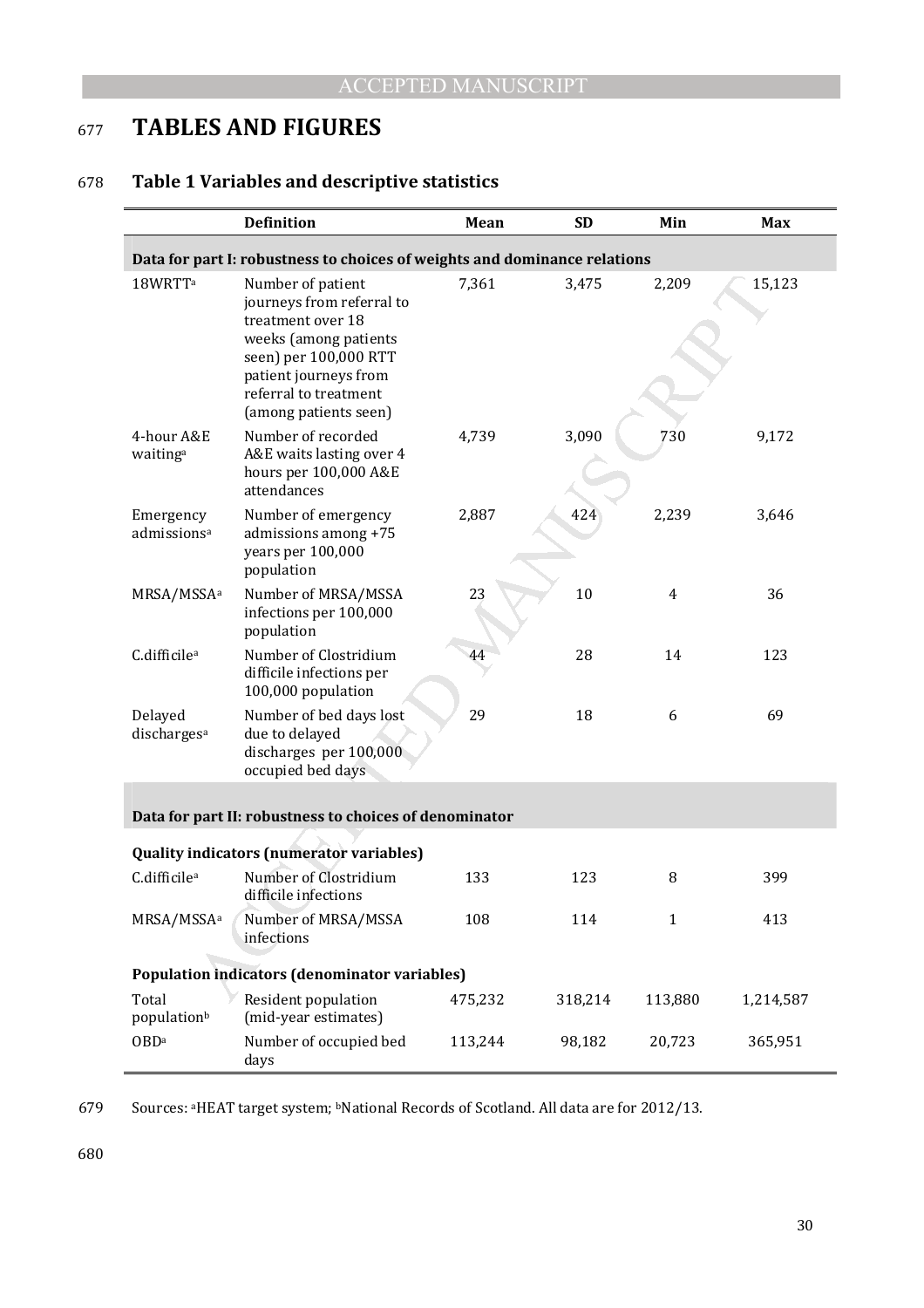# TABLES AND FIGURES

## Table 1 Variables and descriptive statistics

| | Definition | Mean | SD | Min | Max |
|---|---|---|---|---|---|
| **Data for part I: robustness to choices of weights and dominance relations** | | | | | |
| 18WRTT[a] | Number of patient journeys from referral to treatment over 18 weeks (among patients seen) per 100,000 RTT patient journeys from referral to treatment (among patients seen) | 7,361 | 3,475 | 2,209 | 15,123 |
| 4-hour A&E waiting[a] | Number of recorded A&E waits lasting over 4 hours per 100,000 A&E attendances | 4,739 | 3,090 | 730 | 9,172 |
| Emergency admissions[a] | Number of emergency admissions among +75 years per 100,000 population | 2,887 | 424 | 2,239 | 3,646 |
| MRSA/MSSA[a] | Number of MRSA/MSSA infections per 100,000 population | 23 | 10 | 4 | 36 |
| C.difficile[a] | Number of Clostridium difficile infections per 100,000 population | 44 | 28 | 14 | 123 |
| Delayed discharges[a] | Number of bed days lost due to delayed discharges per 100,000 occupied bed days | 29 | 18 | 6 | 69 |
| **Data for part II: robustness to choices of denominator** | | | | | |
| **Quality indicators (numerator variables)** | | | | | |
| C.difficile[a] | Number of Clostridium difficile infections | 133 | 123 | 8 | 399 |
| MRSA/MSSA[a] | Number of MRSA/MSSA infections | 108 | 114 | 1 | 413 |
| **Population indicators (denominator variables)** | | | | | |
| Total population[b] | Resident population (mid-year estimates) | 475,232 | 318,214 | 113,880 | 1,214,587 |
| OBD[a] | Number of occupied bed days | 113,244 | 98,182 | 20,723 | 365,951 |

Sources: [a]HEAT target system; [b]National Records of Scotland. All data are for 2012/13.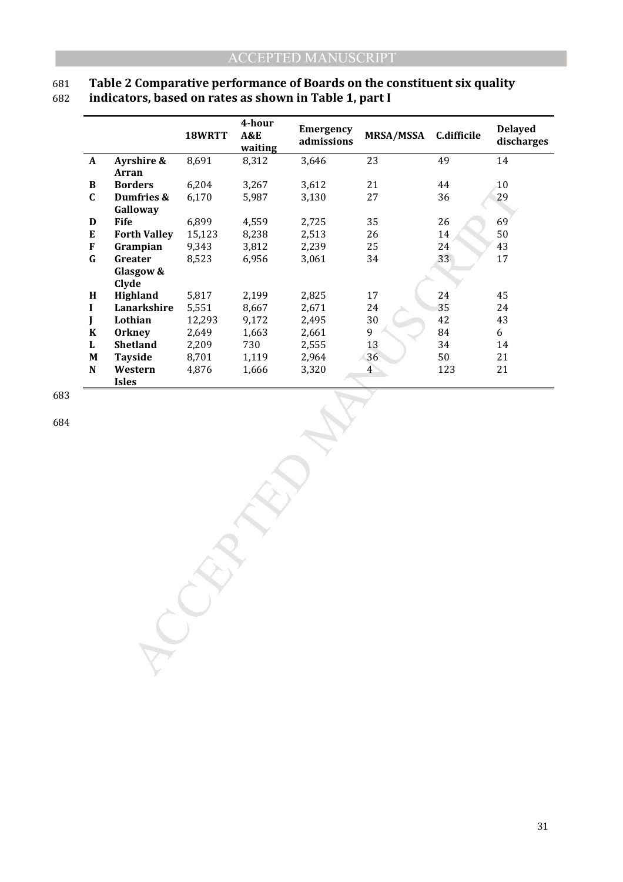**Table 2 Comparative performance of Boards on the constituent six quality indicators, based on rates as shown in Table 1, part I**

| | | 18WRTT | 4-hour A&E waiting | Emergency admissions | MRSA/MSSA | C.difficile | Delayed discharges |
|---|---|---|---|---|---|---|---|
| **A** | **Ayrshire & Arran** | 8,691 | 8,312 | 3,646 | 23 | 49 | 14 |
| **B** | **Borders** | 6,204 | 3,267 | 3,612 | 21 | 44 | 10 |
| **C** | **Dumfries & Galloway** | 6,170 | 5,987 | 3,130 | 27 | 36 | 29 |
| **D** | **Fife** | 6,899 | 4,559 | 2,725 | 35 | 26 | 69 |
| **E** | **Forth Valley** | 15,123 | 8,238 | 2,513 | 26 | 14 | 50 |
| **F** | **Grampian** | 9,343 | 3,812 | 2,239 | 25 | 24 | 43 |
| **G** | **Greater Glasgow & Clyde** | 8,523 | 6,956 | 3,061 | 34 | 33 | 17 |
| **H** | **Highland** | 5,817 | 2,199 | 2,825 | 17 | 24 | 45 |
| **I** | **Lanarkshire** | 5,551 | 8,667 | 2,671 | 24 | 35 | 24 |
| **J** | **Lothian** | 12,293 | 9,172 | 2,495 | 30 | 42 | 43 |
| **K** | **Orkney** | 2,649 | 1,663 | 2,661 | 9 | 84 | 6 |
| **L** | **Shetland** | 2,209 | 730 | 2,555 | 13 | 34 | 14 |
| **M** | **Tayside** | 8,701 | 1,119 | 2,964 | 36 | 50 | 21 |
| **N** | **Western Isles** | 4,876 | 1,666 | 3,320 | 4 | 123 | 21 |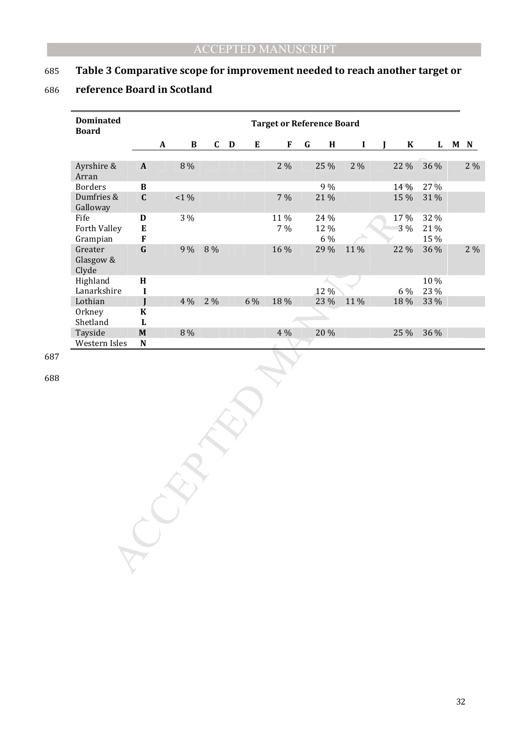**Table 3 Comparative scope for improvement needed to reach another target or reference Board in Scotland**

| Dominated Board | | Target or Reference Board | | | | | | | | | | | | | |
|---|---|---|---|---|---|---|---|---|---|---|---|---|---|---|---|
| | | A | B | C | D | E | F | G | H | I | J | K | L | M | N |
| Ayrshire & Arran | A | | 8 % | | | | 2 % | | 25 % | 2 % | | 22 % | 36 % | | 2 % |
| Borders | B | | | | | | | | 9 % | | | 14 % | 27 % | | |
| Dumfries & Galloway | C | | <1 % | | | | 7 % | | 21 % | | | 15 % | 31 % | | |
| Fife | D | | 3 % | | | | 11 % | | 24 % | | | 17 % | 32 % | | |
| Forth Valley | E | | | | | | 7 % | | 12 % | | | 3 % | 21 % | | |
| Grampian | F | | | | | | | | 6 % | | | | 15 % | | |
| Greater Glasgow & Clyde | G | | 9 % | 8 % | | | 16 % | | 29 % | 11 % | | 22 % | 36 % | | 2 % |
| Highland | H | | | | | | | | | | | | 10 % | | |
| Lanarkshire | I | | | | | | | | 12 % | | | 6 % | 23 % | | |
| Lothian | J | | 4 % | 2 % | | 6 % | 18 % | | 23 % | 11 % | | 18 % | 33 % | | |
| Orkney | K | | | | | | | | | | | | | | |
| Shetland | L | | | | | | | | | | | | | | |
| Tayside | M | | 8 % | | | | 4 % | | 20 % | | | 25 % | 36 % | | |
| Western Isles | N | | | | | | | | | | | | | | |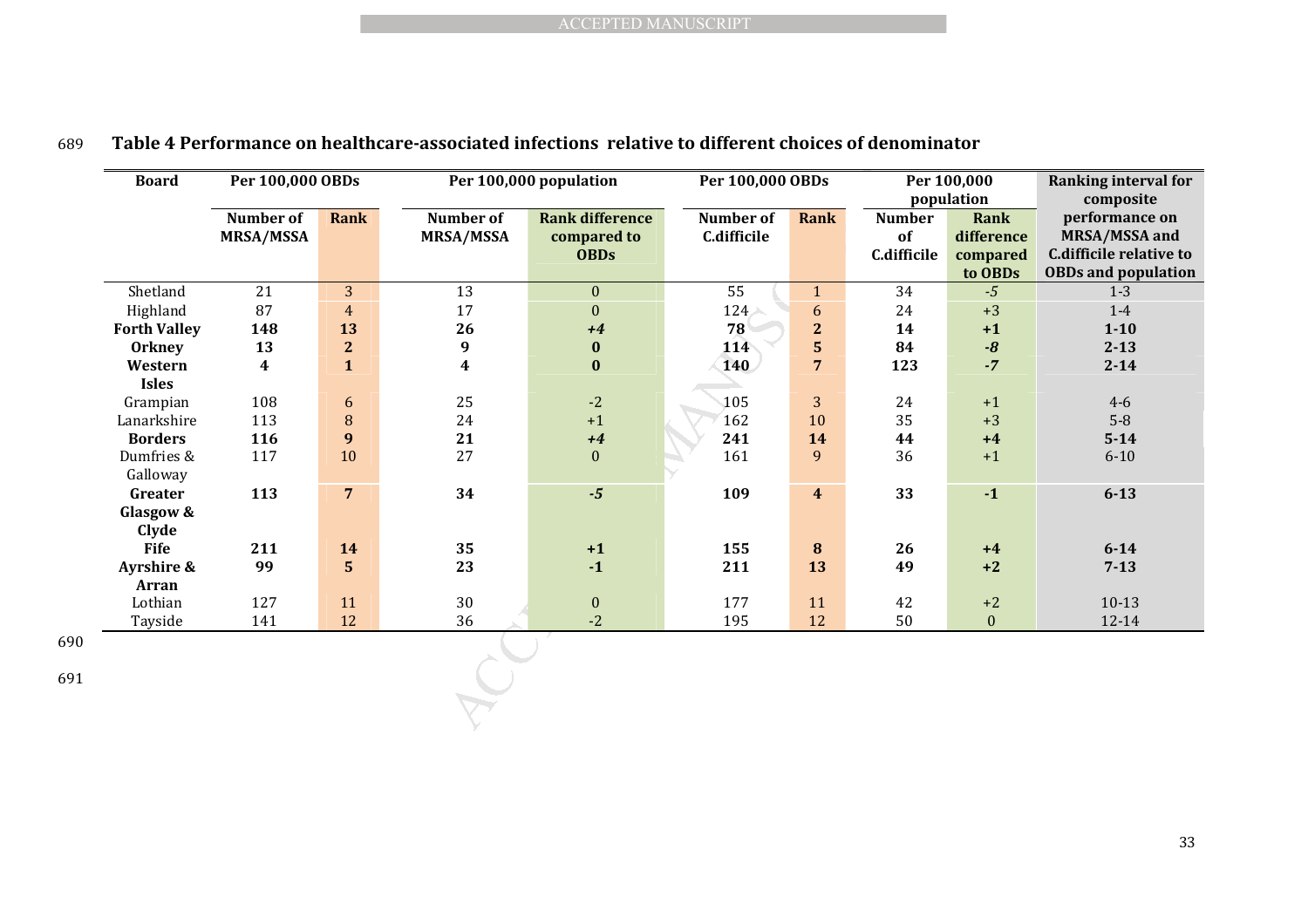**Table 4 Performance on healthcare-associated infections relative to different choices of denominator**

| Board | Per 100,000 OBDs | | Per 100,000 population | | Per 100,000 OBDs | | Per 100,000 population | | Ranking interval for composite performance on MRSA/MSSA and C.difficile relative to OBDs and population |
|---|---|---|---|---|---|---|---|---|---|
| | Number of MRSA/MSSA | Rank | Number of MRSA/MSSA | Rank difference compared to OBDs | Number of C.difficile | Rank | Number of C.difficile | Rank difference compared to OBDs | |
| Shetland | 21 | 3 | 13 | 0 | 55 | 1 | 34 | *-5* | 1-3 |
| Highland | 87 | 4 | 17 | 0 | 124 | 6 | 24 | +3 | 1-4 |
| **Forth Valley** | **148** | **13** | **26** | ***+4*** | **78** | **2** | **14** | **+1** | **1-10** |
| **Orkney** | **13** | **2** | **9** | **0** | **114** | **5** | **84** | ***-8*** | **2-13** |
| **Western Isles** | **4** | **1** | **4** | **0** | **140** | **7** | **123** | ***-7*** | **2-14** |
| Grampian | 108 | 6 | 25 | -2 | 105 | 3 | 24 | +1 | 4-6 |
| Lanarkshire | 113 | 8 | 24 | +1 | 162 | 10 | 35 | +3 | 5-8 |
| **Borders** | **116** | **9** | **21** | ***+4*** | **241** | **14** | **44** | **+4** | **5-14** |
| Dumfries & Galloway | 117 | 10 | 27 | 0 | 161 | 9 | 36 | +1 | 6-10 |
| **Greater Glasgow & Clyde** | **113** | **7** | **34** | ***-5*** | **109** | **4** | **33** | **-1** | **6-13** |
| **Fife** | **211** | **14** | **35** | **+1** | **155** | **8** | **26** | **+4** | **6-14** |
| **Ayrshire & Arran** | **99** | **5** | **23** | **-1** | **211** | **13** | **49** | **+2** | **7-13** |
| Lothian | 127 | 11 | 30 | 0 | 177 | 11 | 42 | +2 | 10-13 |
| Tayside | 141 | 12 | 36 | -2 | 195 | 12 | 50 | 0 | 12-14 |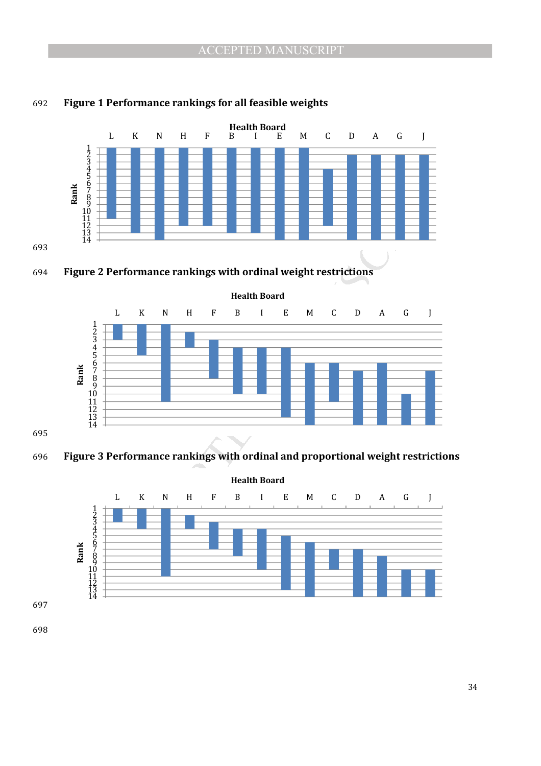**Figure 1 Performance rankings for all feasible weights**

**Figure 2 Performance rankings with ordinal weight restrictions**

**Figure 3 Performance rankings with ordinal and proportional weight restrictions**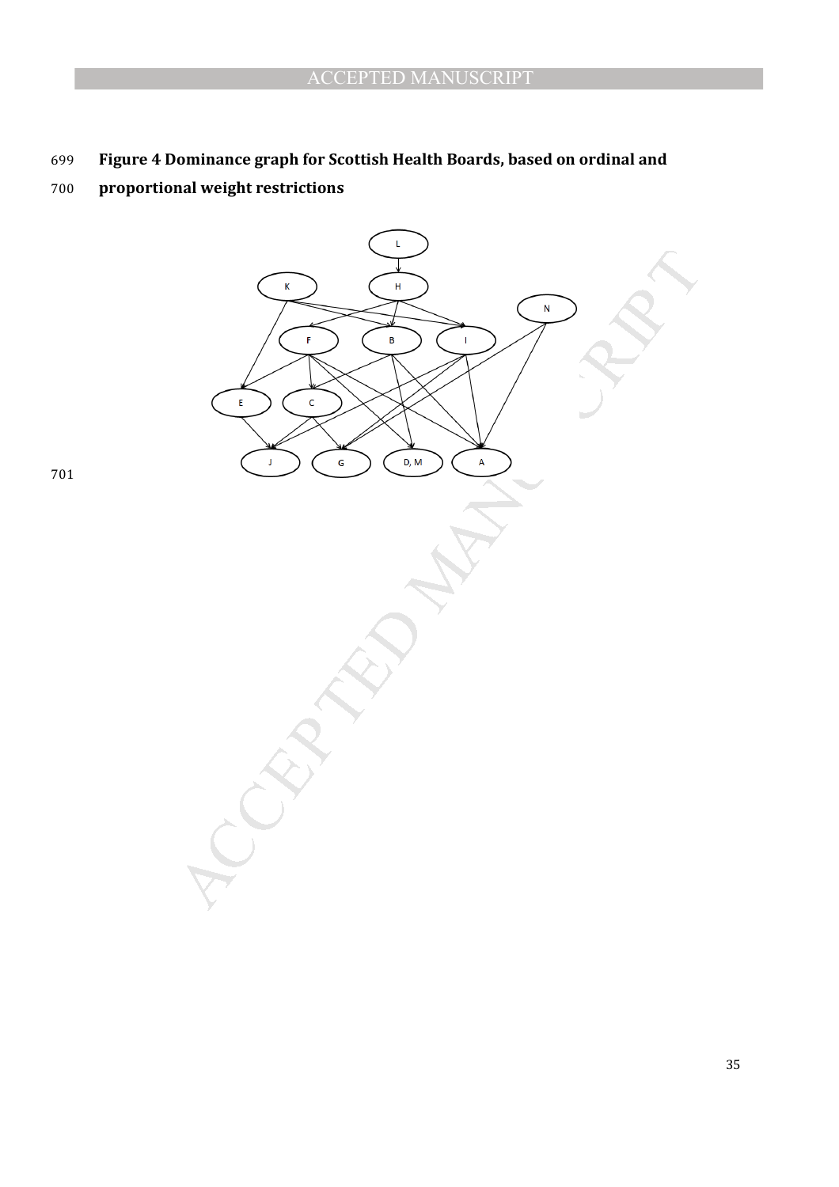**Figure 4 Dominance graph for Scottish Health Boards, based on ordinal and proportional weight restrictions**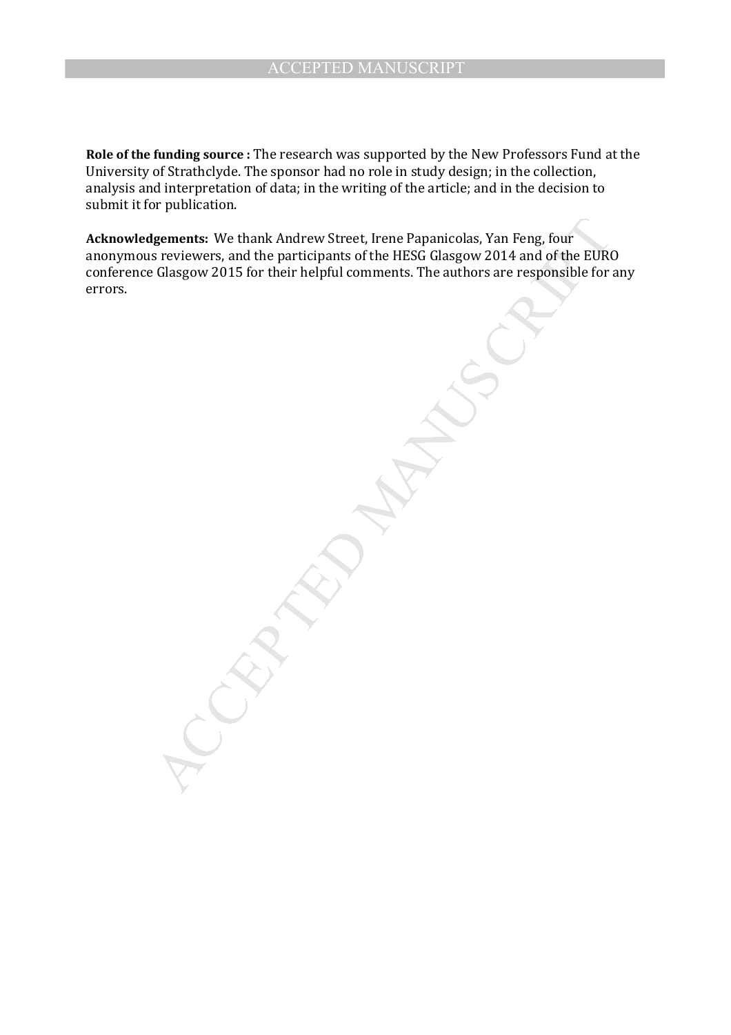**Role of the funding source :** The research was supported by the New Professors Fund at the University of Strathclyde. The sponsor had no role in study design; in the collection, analysis and interpretation of data; in the writing of the article; and in the decision to submit it for publication.

**Acknowledgements:** We thank Andrew Street, Irene Papanicolas, Yan Feng, four anonymous reviewers, and the participants of the HESG Glasgow 2014 and of the EURO conference Glasgow 2015 for their helpful comments. The authors are responsible for any errors.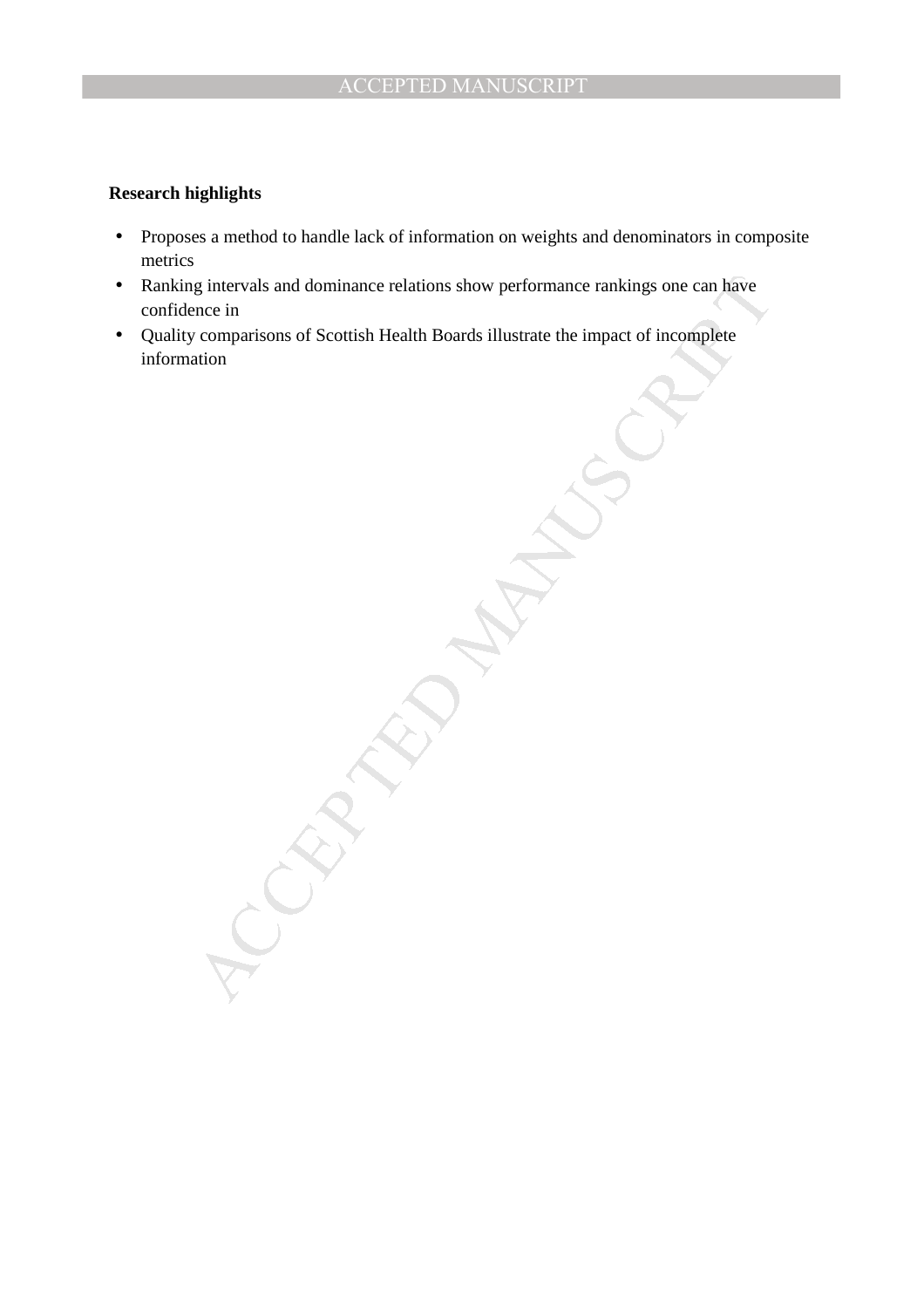**Research highlights**

- Proposes a method to handle lack of information on weights and denominators in composite metrics
- Ranking intervals and dominance relations show performance rankings one can have confidence in
- Quality comparisons of Scottish Health Boards illustrate the impact of incomplete information